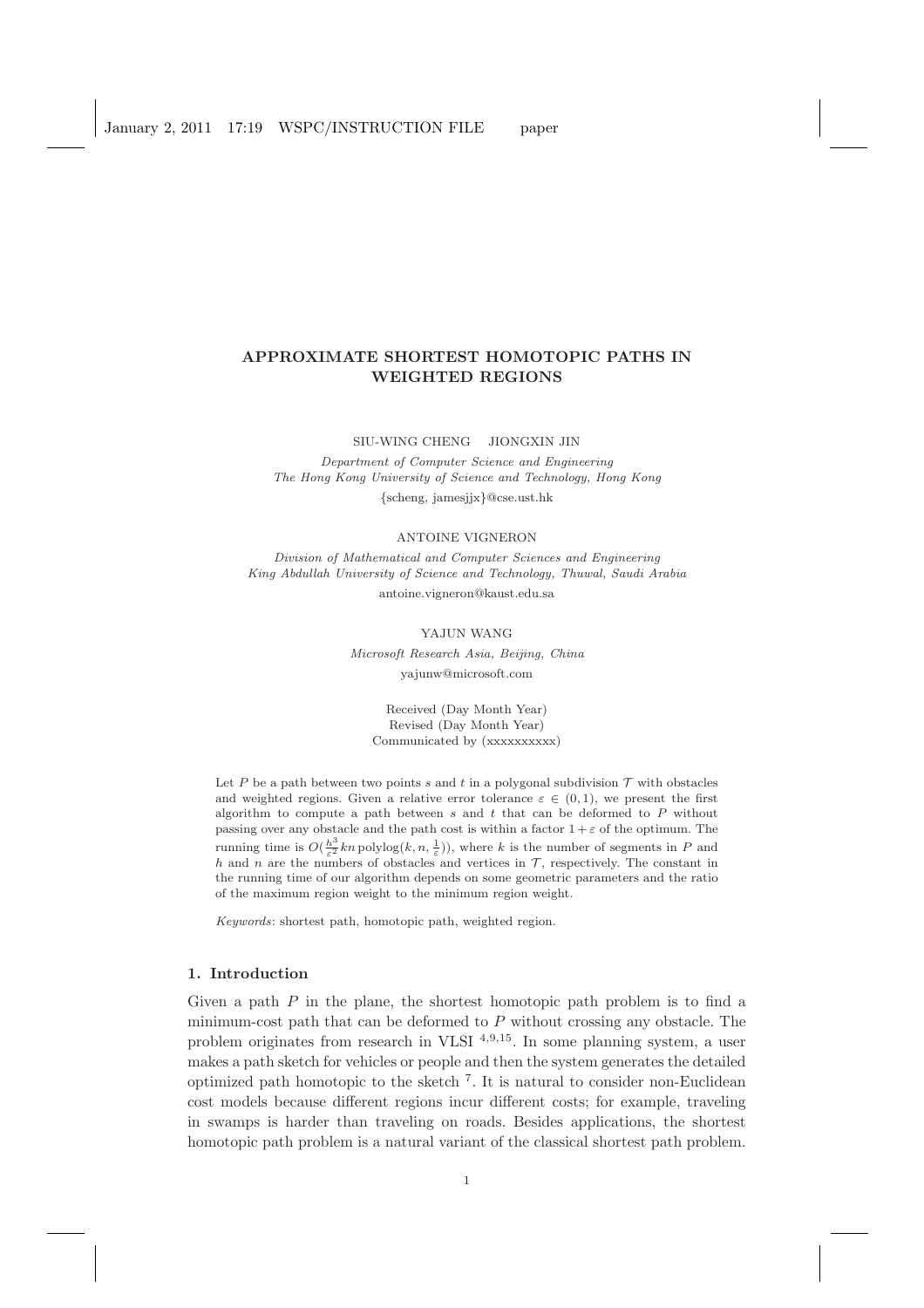# APPROXIMATE SHORTEST HOMOTOPIC PATHS IN WEIGHTED REGIONS

SIU-WING CHENG JIONGXIN JIN

*Department of Computer Science and Engineering*
*The Hong Kong University of Science and Technology, Hong Kong*
{scheng, jamesjjx}@cse.ust.hk

ANTOINE VIGNERON

*Division of Mathematical and Computer Sciences and Engineering*
*King Abdullah University of Science and Technology, Thuwal, Saudi Arabia*
antoine.vigneron@kaust.edu.sa

YAJUN WANG

*Microsoft Research Asia, Beijing, China*
yajunw@microsoft.com

Received (Day Month Year)
Revised (Day Month Year)
Communicated by (xxxxxxxxxx)

Let $P$ be a path between two points $s$ and $t$ in a polygonal subdivision $\mathcal{T}$ with obstacles and weighted regions. Given a relative error tolerance $\varepsilon \in (0, 1)$, we present the first algorithm to compute a path between $s$ and $t$ that can be deformed to $P$ without passing over any obstacle and the path cost is within a factor $1+\varepsilon$ of the optimum. The running time is $O(\frac{h^3}{\varepsilon^2} kn \operatorname{polylog}(k, n, \frac{1}{\varepsilon}))$, where $k$ is the number of segments in $P$ and $h$ and $n$ are the numbers of obstacles and vertices in $\mathcal{T}$, respectively. The constant in the running time of our algorithm depends on some geometric parameters and the ratio of the maximum region weight to the minimum region weight.

*Keywords*: shortest path, homotopic path, weighted region.

## 1. Introduction

Given a path $P$ in the plane, the shortest homotopic path problem is to find a minimum-cost path that can be deformed to $P$ without crossing any obstacle. The problem originates from research in VLSI [4,9,15]. In some planning system, a user makes a path sketch for vehicles or people and then the system generates the detailed optimized path homotopic to the sketch [7]. It is natural to consider non-Euclidean cost models because different regions incur different costs; for example, traveling in swamps is harder than traveling on roads. Besides applications, the shortest homotopic path problem is a natural variant of the classical shortest path problem.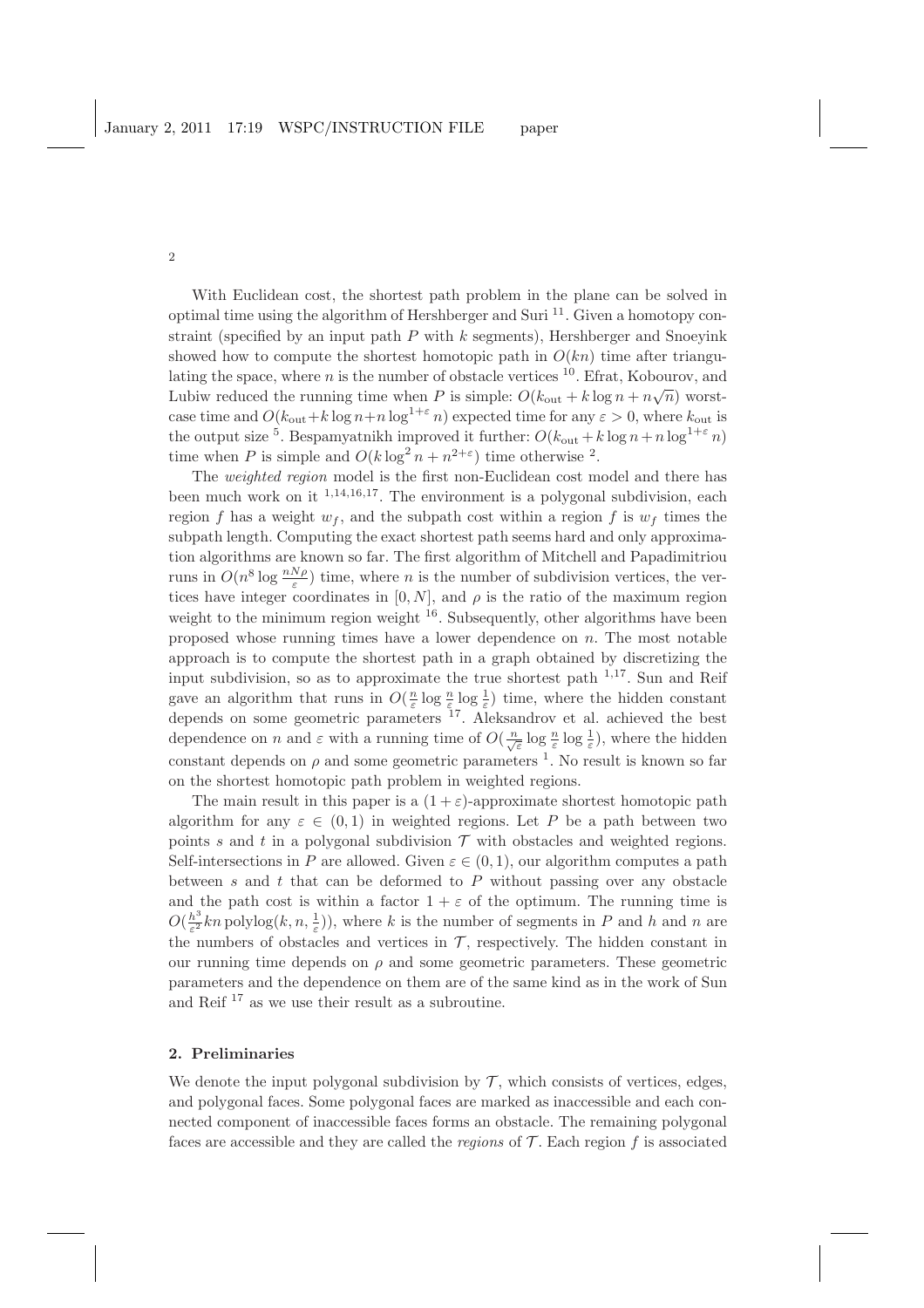With Euclidean cost, the shortest path problem in the plane can be solved in optimal time using the algorithm of Hershberger and Suri [11]. Given a homotopy constraint (specified by an input path $P$ with $k$ segments), Hershberger and Snoeyink showed how to compute the shortest homotopic path in $O(kn)$ time after triangulating the space, where $n$ is the number of obstacle vertices [10]. Efrat, Kobourov, and Lubiw reduced the running time when $P$ is simple: $O(k_{\text{out}} + k \log n + n\sqrt{n})$ worst-case time and $O(k_{\text{out}} + k \log n + n \log^{1+\varepsilon} n)$ expected time for any $\varepsilon > 0$, where $k_{\text{out}}$ is the output size [5]. Bespamyatnikh improved it further: $O(k_{\text{out}} + k \log n + n \log^{1+\varepsilon} n)$ time when $P$ is simple and $O(k \log^2 n + n^{2+\varepsilon})$ time otherwise [2].

The *weighted region* model is the first non-Euclidean cost model and there has been much work on it [1,14,16,17]. The environment is a polygonal subdivision, each region $f$ has a weight $w_f$, and the subpath cost within a region $f$ is $w_f$ times the subpath length. Computing the exact shortest path seems hard and only approximation algorithms are known so far. The first algorithm of Mitchell and Papadimitriou runs in $O(n^8 \log \frac{nN\rho}{\varepsilon})$ time, where $n$ is the number of subdivision vertices, the vertices have integer coordinates in $[0, N]$, and $\rho$ is the ratio of the maximum region weight to the minimum region weight [16]. Subsequently, other algorithms have been proposed whose running times have a lower dependence on $n$. The most notable approach is to compute the shortest path in a graph obtained by discretizing the input subdivision, so as to approximate the true shortest path [1,17]. Sun and Reif gave an algorithm that runs in $O(\frac{n}{\varepsilon} \log \frac{n}{\varepsilon} \log \frac{1}{\varepsilon})$ time, where the hidden constant depends on some geometric parameters [17]. Aleksandrov et al. achieved the best dependence on $n$ and $\varepsilon$ with a running time of $O(\frac{n}{\sqrt{\varepsilon}} \log \frac{n}{\varepsilon} \log \frac{1}{\varepsilon})$, where the hidden constant depends on $\rho$ and some geometric parameters [1]. No result is known so far on the shortest homotopic path problem in weighted regions.

The main result in this paper is a $(1+\varepsilon)$-approximate shortest homotopic path algorithm for any $\varepsilon \in (0, 1)$ in weighted regions. Let $P$ be a path between two points $s$ and $t$ in a polygonal subdivision $\mathcal{T}$ with obstacles and weighted regions. Self-intersections in $P$ are allowed. Given $\varepsilon \in (0, 1)$, our algorithm computes a path between $s$ and $t$ that can be deformed to $P$ without passing over any obstacle and the path cost is within a factor $1 + \varepsilon$ of the optimum. The running time is $O(\frac{h^3}{\varepsilon^2} kn \operatorname{polylog}(k, n, \frac{1}{\varepsilon}))$, where $k$ is the number of segments in $P$ and $h$ and $n$ are the numbers of obstacles and vertices in $\mathcal{T}$, respectively. The hidden constant in our running time depends on $\rho$ and some geometric parameters. These geometric parameters and the dependence on them are of the same kind as in the work of Sun and Reif [17] as we use their result as a subroutine.

## 2. Preliminaries

We denote the input polygonal subdivision by $\mathcal{T}$, which consists of vertices, edges, and polygonal faces. Some polygonal faces are marked as inaccessible and each connected component of inaccessible faces forms an obstacle. The remaining polygonal faces are accessible and they are called the *regions* of $\mathcal{T}$. Each region $f$ is associated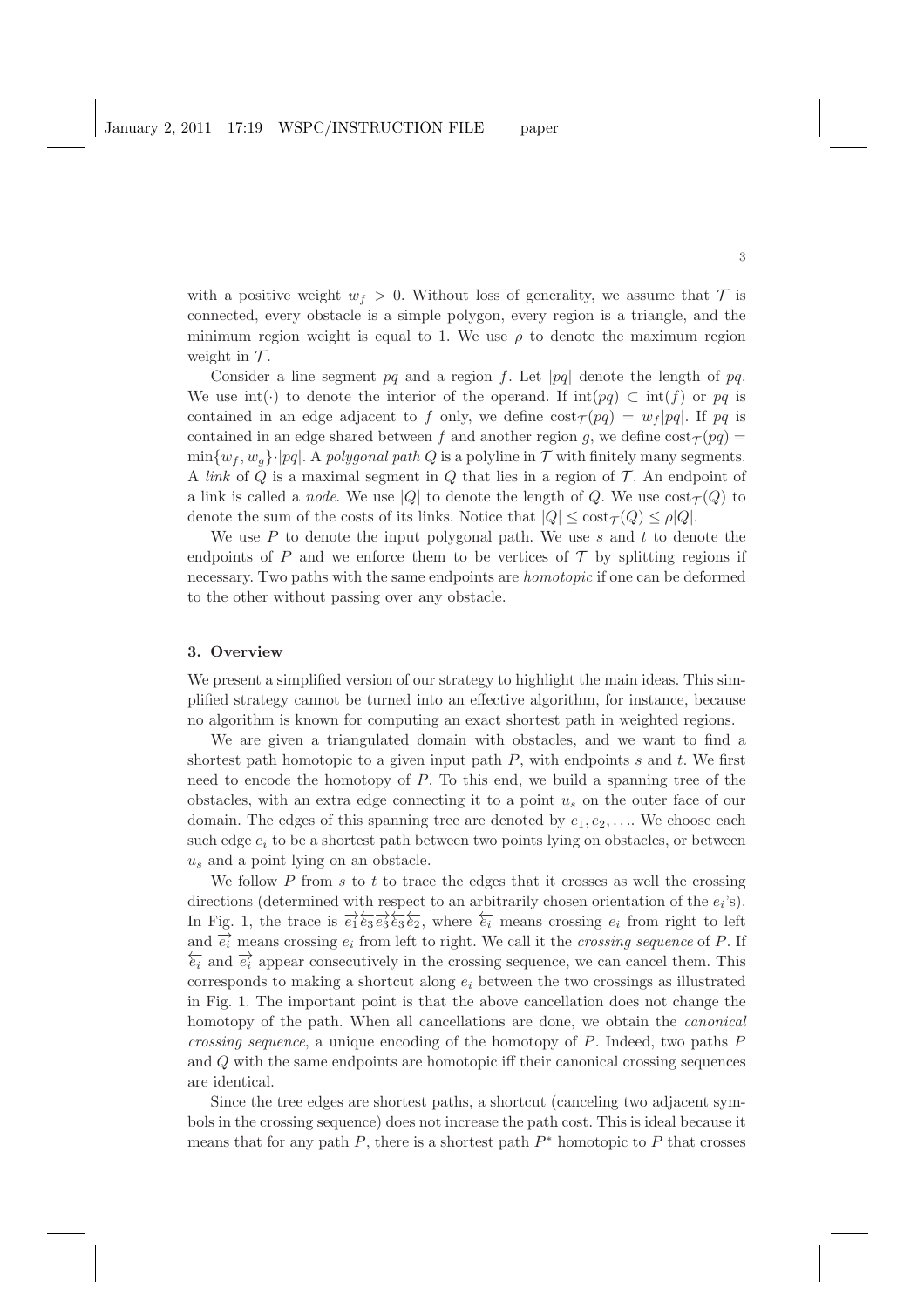with a positive weight $w_f > 0$. Without loss of generality, we assume that $\mathcal{T}$ is connected, every obstacle is a simple polygon, every region is a triangle, and the minimum region weight is equal to 1. We use $\rho$ to denote the maximum region weight in $\mathcal{T}$.

Consider a line segment $pq$ and a region $f$. Let $|pq|$ denote the length of $pq$. We use $\text{int}(\cdot)$ to denote the interior of the operand. If $\text{int}(pq) \subset \text{int}(f)$ or $pq$ is contained in an edge adjacent to $f$ only, we define $\text{cost}_{\mathcal{T}}(pq) = w_f|pq|$. If $pq$ is contained in an edge shared between $f$ and another region $g$, we define $\text{cost}_{\mathcal{T}}(pq) = \min\{w_f, w_g\} \cdot |pq|$. A *polygonal path* $Q$ is a polyline in $\mathcal{T}$ with finitely many segments. A *link* of $Q$ is a maximal segment in $Q$ that lies in a region of $\mathcal{T}$. An endpoint of a link is called a *node*. We use $|Q|$ to denote the length of $Q$. We use $\text{cost}_{\mathcal{T}}(Q)$ to denote the sum of the costs of its links. Notice that $|Q| \leq \text{cost}_{\mathcal{T}}(Q) \leq \rho|Q|$.

We use $P$ to denote the input polygonal path. We use $s$ and $t$ to denote the endpoints of $P$ and we enforce them to be vertices of $\mathcal{T}$ by splitting regions if necessary. Two paths with the same endpoints are *homotopic* if one can be deformed to the other without passing over any obstacle.

## 3. Overview

We present a simplified version of our strategy to highlight the main ideas. This simplified strategy cannot be turned into an effective algorithm, for instance, because no algorithm is known for computing an exact shortest path in weighted regions.

We are given a triangulated domain with obstacles, and we want to find a shortest path homotopic to a given input path $P$, with endpoints $s$ and $t$. We first need to encode the homotopy of $P$. To this end, we build a spanning tree of the obstacles, with an extra edge connecting it to a point $u_s$ on the outer face of our domain. The edges of this spanning tree are denoted by $e_1, e_2, \ldots$. We choose each such edge $e_i$ to be a shortest path between two points lying on obstacles, or between $u_s$ and a point lying on an obstacle.

We follow $P$ from $s$ to $t$ to trace the edges that it crosses as well the crossing directions (determined with respect to an arbitrarily chosen orientation of the $e_i$'s). In Fig. 1, the trace is $\overrightarrow{e_1}\overleftarrow{e_3}\overrightarrow{e_3}\overleftarrow{e_3}\overleftarrow{e_2}$, where $\overleftarrow{e_i}$ means crossing $e_i$ from right to left and $\overrightarrow{e_i}$ means crossing $e_i$ from left to right. We call it the *crossing sequence* of $P$. If $\overleftarrow{e_i}$ and $\overrightarrow{e_i}$ appear consecutively in the crossing sequence, we can cancel them. This corresponds to making a shortcut along $e_i$ between the two crossings as illustrated in Fig. 1. The important point is that the above cancellation does not change the homotopy of the path. When all cancellations are done, we obtain the *canonical crossing sequence*, a unique encoding of the homotopy of $P$. Indeed, two paths $P$ and $Q$ with the same endpoints are homotopic iff their canonical crossing sequences are identical.

Since the tree edges are shortest paths, a shortcut (canceling two adjacent symbols in the crossing sequence) does not increase the path cost. This is ideal because it means that for any path $P$, there is a shortest path $P^*$ homotopic to $P$ that crosses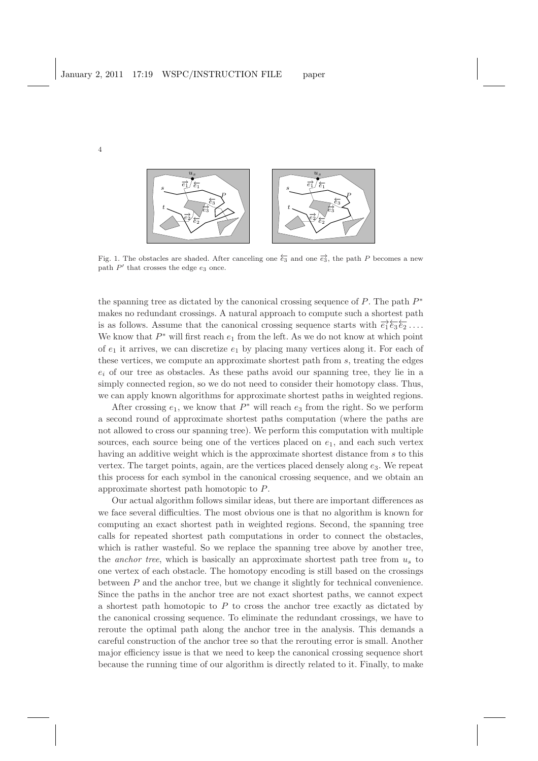Fig. 1. The obstacles are shaded. After canceling one $\overleftarrow{e_3}$ and one $\overrightarrow{e_3}$, the path $P$ becomes a new path $P'$ that crosses the edge $e_3$ once.

the spanning tree as dictated by the canonical crossing sequence of $P$. The path $P^*$ makes no redundant crossings. A natural approach to compute such a shortest path is as follows. Assume that the canonical crossing sequence starts with $\overrightarrow{e_1}\overleftarrow{e_3}\overleftarrow{e_2}\ldots$. We know that $P^*$ will first reach $e_1$ from the left. As we do not know at which point of $e_1$ it arrives, we can discretize $e_1$ by placing many vertices along it. For each of these vertices, we compute an approximate shortest path from $s$, treating the edges $e_i$ of our tree as obstacles. As these paths avoid our spanning tree, they lie in a simply connected region, so we do not need to consider their homotopy class. Thus, we can apply known algorithms for approximate shortest paths in weighted regions.

After crossing $e_1$, we know that $P^*$ will reach $e_3$ from the right. So we perform a second round of approximate shortest paths computation (where the paths are not allowed to cross our spanning tree). We perform this computation with multiple sources, each source being one of the vertices placed on $e_1$, and each such vertex having an additive weight which is the approximate shortest distance from $s$ to this vertex. The target points, again, are the vertices placed densely along $e_3$. We repeat this process for each symbol in the canonical crossing sequence, and we obtain an approximate shortest path homotopic to $P$.

Our actual algorithm follows similar ideas, but there are important differences as we face several difficulties. The most obvious one is that no algorithm is known for computing an exact shortest path in weighted regions. Second, the spanning tree calls for repeated shortest path computations in order to connect the obstacles, which is rather wasteful. So we replace the spanning tree above by another tree, the *anchor tree*, which is basically an approximate shortest path tree from $u_s$ to one vertex of each obstacle. The homotopy encoding is still based on the crossings between $P$ and the anchor tree, but we change it slightly for technical convenience. Since the paths in the anchor tree are not exact shortest paths, we cannot expect a shortest path homotopic to $P$ to cross the anchor tree exactly as dictated by the canonical crossing sequence. To eliminate the redundant crossings, we have to reroute the optimal path along the anchor tree in the analysis. This demands a careful construction of the anchor tree so that the rerouting error is small. Another major efficiency issue is that we need to keep the canonical crossing sequence short because the running time of our algorithm is directly related to it. Finally, to make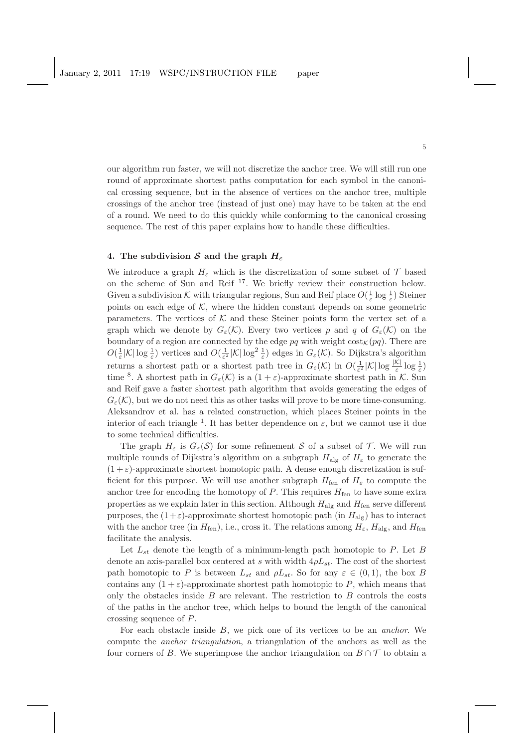our algorithm run faster, we will not discretize the anchor tree. We will still run one round of approximate shortest paths computation for each symbol in the canonical crossing sequence, but in the absence of vertices on the anchor tree, multiple crossings of the anchor tree (instead of just one) may have to be taken at the end of a round. We need to do this quickly while conforming to the canonical crossing sequence. The rest of this paper explains how to handle these difficulties.

## 4. The subdivision $\mathcal{S}$ and the graph $H_\varepsilon$

We introduce a graph $H_\varepsilon$ which is the discretization of some subset of $\mathcal{T}$ based on the scheme of Sun and Reif [17]. We briefly review their construction below. Given a subdivision $\mathcal{K}$ with triangular regions, Sun and Reif place $O(\frac{1}{\varepsilon}\log\frac{1}{\varepsilon})$ Steiner points on each edge of $\mathcal{K}$, where the hidden constant depends on some geometric parameters. The vertices of $\mathcal{K}$ and these Steiner points form the vertex set of a graph which we denote by $G_\varepsilon(\mathcal{K})$. Every two vertices $p$ and $q$ of $G_\varepsilon(\mathcal{K})$ on the boundary of a region are connected by the edge $pq$ with weight $\mathrm{cost}_{\mathcal{K}}(pq)$. There are $O(\frac{1}{\varepsilon}|\mathcal{K}|\log\frac{1}{\varepsilon})$ vertices and $O(\frac{1}{\varepsilon^2}|\mathcal{K}|\log^2\frac{1}{\varepsilon})$ edges in $G_\varepsilon(\mathcal{K})$. So Dijkstra's algorithm returns a shortest path or a shortest path tree in $G_\varepsilon(\mathcal{K})$ in $O(\frac{1}{\varepsilon^2}|\mathcal{K}|\log\frac{|\mathcal{K}|}{\varepsilon}\log\frac{1}{\varepsilon})$ time [8]. A shortest path in $G_\varepsilon(\mathcal{K})$ is a $(1+\varepsilon)$-approximate shortest path in $\mathcal{K}$. Sun and Reif gave a faster shortest path algorithm that avoids generating the edges of $G_\varepsilon(\mathcal{K})$, but we do not need this as other tasks will prove to be more time-consuming. Aleksandrov et al. has a related construction, which places Steiner points in the interior of each triangle [1]. It has better dependence on $\varepsilon$, but we cannot use it due to some technical difficulties.

The graph $H_\varepsilon$ is $G_\varepsilon(\mathcal{S})$ for some refinement $\mathcal{S}$ of a subset of $\mathcal{T}$. We will run multiple rounds of Dijkstra's algorithm on a subgraph $H_{\mathrm{alg}}$ of $H_\varepsilon$ to generate the $(1+\varepsilon)$-approximate shortest homotopic path. A dense enough discretization is sufficient for this purpose. We will use another subgraph $H_{\mathrm{fen}}$ of $H_\varepsilon$ to compute the anchor tree for encoding the homotopy of $P$. This requires $H_{\mathrm{fen}}$ to have some extra properties as we explain later in this section. Although $H_{\mathrm{alg}}$ and $H_{\mathrm{fen}}$ serve different purposes, the $(1+\varepsilon)$-approximate shortest homotopic path (in $H_{\mathrm{alg}}$) has to interact with the anchor tree (in $H_{\mathrm{fen}}$), i.e., cross it. The relations among $H_\varepsilon$, $H_{\mathrm{alg}}$, and $H_{\mathrm{fen}}$ facilitate the analysis.

Let $L_{st}$ denote the length of a minimum-length path homotopic to $P$. Let $B$ denote an axis-parallel box centered at $s$ with width $4\rho L_{st}$. The cost of the shortest path homotopic to $P$ is between $L_{st}$ and $\rho L_{st}$. So for any $\varepsilon \in (0,1)$, the box $B$ contains any $(1+\varepsilon)$-approximate shortest path homotopic to $P$, which means that only the obstacles inside $B$ are relevant. The restriction to $B$ controls the costs of the paths in the anchor tree, which helps to bound the length of the canonical crossing sequence of $P$.

For each obstacle inside $B$, we pick one of its vertices to be an *anchor*. We compute the *anchor triangulation*, a triangulation of the anchors as well as the four corners of $B$. We superimpose the anchor triangulation on $B \cap \mathcal{T}$ to obtain a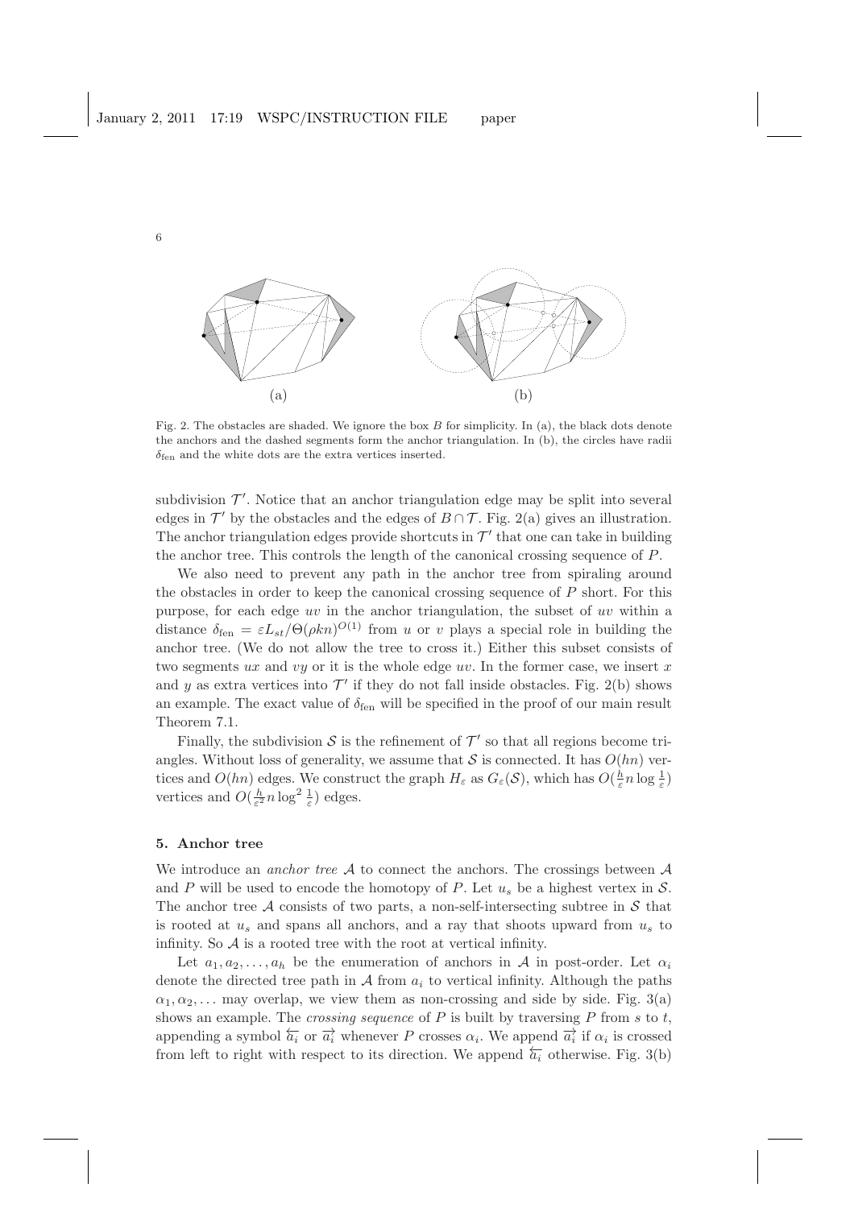(a) (b)

Fig. 2. The obstacles are shaded. We ignore the box $B$ for simplicity. In (a), the black dots denote the anchors and the dashed segments form the anchor triangulation. In (b), the circles have radii $\delta_{\text{fen}}$ and the white dots are the extra vertices inserted.

subdivision $\mathcal{T}'$. Notice that an anchor triangulation edge may be split into several edges in $\mathcal{T}'$ by the obstacles and the edges of $B \cap \mathcal{T}$. Fig. 2(a) gives an illustration. The anchor triangulation edges provide shortcuts in $\mathcal{T}'$ that one can take in building the anchor tree. This controls the length of the canonical crossing sequence of $P$.

We also need to prevent any path in the anchor tree from spiraling around the obstacles in order to keep the canonical crossing sequence of $P$ short. For this purpose, for each edge $uv$ in the anchor triangulation, the subset of $uv$ within a distance $\delta_{\text{fen}} = \varepsilon L_{st}/\Theta(\rho k n)^{O(1)}$ from $u$ or $v$ plays a special role in building the anchor tree. (We do not allow the tree to cross it.) Either this subset consists of two segments $ux$ and $vy$ or it is the whole edge $uv$. In the former case, we insert $x$ and $y$ as extra vertices into $\mathcal{T}'$ if they do not fall inside obstacles. Fig. 2(b) shows an example. The exact value of $\delta_{\text{fen}}$ will be specified in the proof of our main result Theorem 7.1.

Finally, the subdivision $\mathcal{S}$ is the refinement of $\mathcal{T}'$ so that all regions become triangles. Without loss of generality, we assume that $\mathcal{S}$ is connected. It has $O(hn)$ vertices and $O(hn)$ edges. We construct the graph $H_\varepsilon$ as $G_\varepsilon(\mathcal{S})$, which has $O(\frac{h}{\varepsilon} n \log \frac{1}{\varepsilon})$ vertices and $O(\frac{h}{\varepsilon^2} n \log^2 \frac{1}{\varepsilon})$ edges.

## 5. Anchor tree

We introduce an *anchor tree* $\mathcal{A}$ to connect the anchors. The crossings between $\mathcal{A}$ and $P$ will be used to encode the homotopy of $P$. Let $u_s$ be a highest vertex in $\mathcal{S}$. The anchor tree $\mathcal{A}$ consists of two parts, a non-self-intersecting subtree in $\mathcal{S}$ that is rooted at $u_s$ and spans all anchors, and a ray that shoots upward from $u_s$ to infinity. So $\mathcal{A}$ is a rooted tree with the root at vertical infinity.

Let $a_1, a_2, \ldots, a_h$ be the enumeration of anchors in $\mathcal{A}$ in post-order. Let $\alpha_i$ denote the directed tree path in $\mathcal{A}$ from $a_i$ to vertical infinity. Although the paths $\alpha_1, \alpha_2, \ldots$ may overlap, we view them as non-crossing and side by side. Fig. 3(a) shows an example. The *crossing sequence* of $P$ is built by traversing $P$ from $s$ to $t$, appending a symbol $\overleftarrow{a_i}$ or $\overrightarrow{a_i}$ whenever $P$ crosses $\alpha_i$. We append $\overrightarrow{a_i}$ if $\alpha_i$ is crossed from left to right with respect to its direction. We append $\overleftarrow{a_i}$ otherwise. Fig. 3(b)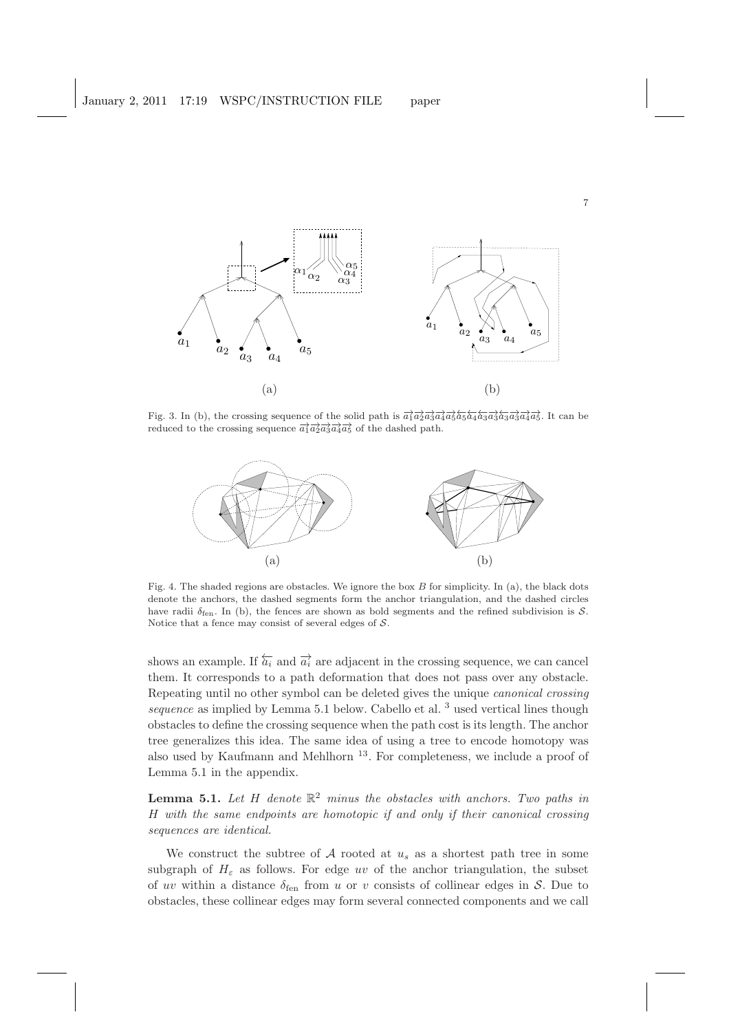(a)

(b)

Fig. 3. In (b), the crossing sequence of the solid path is $\overrightarrow{a_1}\overrightarrow{a_2}\overrightarrow{a_3}\overrightarrow{a_4}\overrightarrow{a_5}\overleftarrow{a_5}\overleftarrow{a_4}\overleftarrow{a_3}\overrightarrow{a_3}\overleftarrow{a_3}\overrightarrow{a_3}\overrightarrow{a_4}\overrightarrow{a_5}$. It can be reduced to the crossing sequence $\overrightarrow{a_1}\overrightarrow{a_2}\overrightarrow{a_3}\overrightarrow{a_4}\overrightarrow{a_5}$ of the dashed path.

(a)

(b)

Fig. 4. The shaded regions are obstacles. We ignore the box $B$ for simplicity. In (a), the black dots denote the anchors, the dashed segments form the anchor triangulation, and the dashed circles have radii $\delta_{\text{fen}}$. In (b), the fences are shown as bold segments and the refined subdivision is $\mathcal{S}$. Notice that a fence may consist of several edges of $\mathcal{S}$.

shows an example. If $\overleftarrow{a_i}$ and $\overrightarrow{a_i}$ are adjacent in the crossing sequence, we can cancel them. It corresponds to a path deformation that does not pass over any obstacle. Repeating until no other symbol can be deleted gives the unique *canonical crossing sequence* as implied by Lemma 5.1 below. Cabello et al. [3] used vertical lines though obstacles to define the crossing sequence when the path cost is its length. The anchor tree generalizes this idea. The same idea of using a tree to encode homotopy was also used by Kaufmann and Mehlhorn [13]. For completeness, we include a proof of Lemma 5.1 in the appendix.

**Lemma 5.1.** *Let $H$ denote $\mathbb{R}^2$ minus the obstacles with anchors. Two paths in $H$ with the same endpoints are homotopic if and only if their canonical crossing sequences are identical.*

We construct the subtree of $\mathcal{A}$ rooted at $u_s$ as a shortest path tree in some subgraph of $H_\varepsilon$ as follows. For edge $uv$ of the anchor triangulation, the subset of $uv$ within a distance $\delta_{\text{fen}}$ from $u$ or $v$ consists of collinear edges in $\mathcal{S}$. Due to obstacles, these collinear edges may form several connected components and we call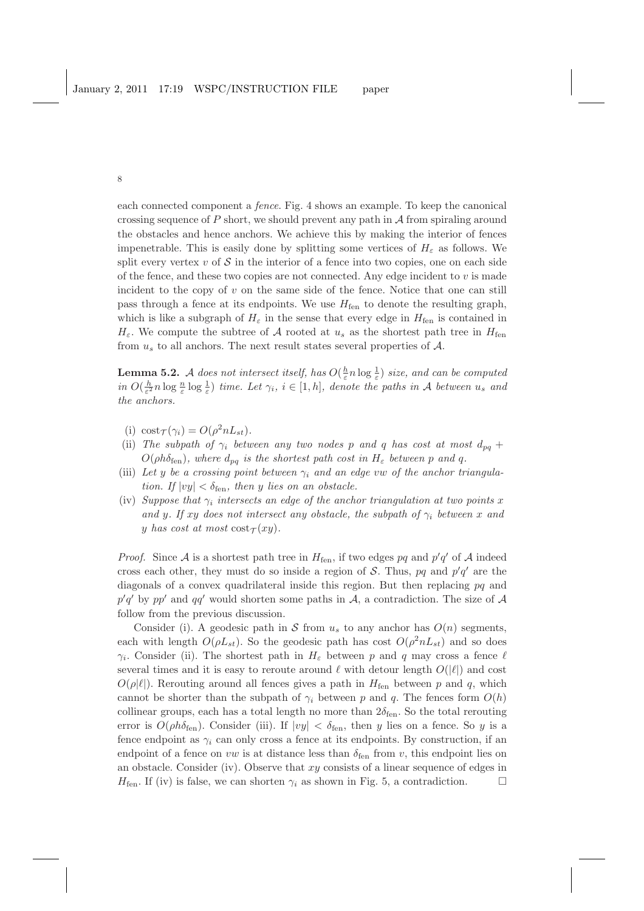each connected component a *fence*. Fig. 4 shows an example. To keep the canonical crossing sequence of $P$ short, we should prevent any path in $\mathcal{A}$ from spiraling around the obstacles and hence anchors. We achieve this by making the interior of fences impenetrable. This is easily done by splitting some vertices of $H_\varepsilon$ as follows. We split every vertex $v$ of $\mathcal{S}$ in the interior of a fence into two copies, one on each side of the fence, and these two copies are not connected. Any edge incident to $v$ is made incident to the copy of $v$ on the same side of the fence. Notice that one can still pass through a fence at its endpoints. We use $H_{\text{fen}}$ to denote the resulting graph, which is like a subgraph of $H_\varepsilon$ in the sense that every edge in $H_{\text{fen}}$ is contained in $H_\varepsilon$. We compute the subtree of $\mathcal{A}$ rooted at $u_s$ as the shortest path tree in $H_{\text{fen}}$ from $u_s$ to all anchors. The next result states several properties of $\mathcal{A}$.

**Lemma 5.2.** *$\mathcal{A}$ does not intersect itself, has $O(\frac{h}{\varepsilon} n \log \frac{1}{\varepsilon})$ size, and can be computed in $O(\frac{h}{\varepsilon^2} n \log \frac{n}{\varepsilon} \log \frac{1}{\varepsilon})$ time. Let $\gamma_i$, $i \in [1, h]$, denote the paths in $\mathcal{A}$ between $u_s$ and the anchors.*

- (i) $\text{cost}_{\mathcal{T}}(\gamma_i) = O(\rho^2 n L_{st})$.
- (ii) *The subpath of $\gamma_i$ between any two nodes $p$ and $q$ has cost at most $d_{pq} + O(\rho h \delta_{\text{fen}})$, where $d_{pq}$ is the shortest path cost in $H_\varepsilon$ between $p$ and $q$.*
- (iii) *Let $y$ be a crossing point between $\gamma_i$ and an edge $vw$ of the anchor triangulation. If $|vy| < \delta_{\text{fen}}$, then $y$ lies on an obstacle.*
- (iv) *Suppose that $\gamma_i$ intersects an edge of the anchor triangulation at two points $x$ and $y$. If $xy$ does not intersect any obstacle, the subpath of $\gamma_i$ between $x$ and $y$ has cost at most $\text{cost}_{\mathcal{T}}(xy)$.*

*Proof.* Since $\mathcal{A}$ is a shortest path tree in $H_{\text{fen}}$, if two edges $pq$ and $p'q'$ of $\mathcal{A}$ indeed cross each other, they must do so inside a region of $\mathcal{S}$. Thus, $pq$ and $p'q'$ are the diagonals of a convex quadrilateral inside this region. But then replacing $pq$ and $p'q'$ by $pp'$ and $qq'$ would shorten some paths in $\mathcal{A}$, a contradiction. The size of $\mathcal{A}$ follow from the previous discussion.

Consider (i). A geodesic path in $\mathcal{S}$ from $u_s$ to any anchor has $O(n)$ segments, each with length $O(\rho L_{st})$. So the geodesic path has cost $O(\rho^2 n L_{st})$ and so does $\gamma_i$. Consider (ii). The shortest path in $H_\varepsilon$ between $p$ and $q$ may cross a fence $\ell$ several times and it is easy to reroute around $\ell$ with detour length $O(|\ell|)$ and cost $O(\rho|\ell|)$. Rerouting around all fences gives a path in $H_{\text{fen}}$ between $p$ and $q$, which cannot be shorter than the subpath of $\gamma_i$ between $p$ and $q$. The fences form $O(h)$ collinear groups, each has a total length no more than $2\delta_{\text{fen}}$. So the total rerouting error is $O(\rho h \delta_{\text{fen}})$. Consider (iii). If $|vy| < \delta_{\text{fen}}$, then $y$ lies on a fence. So $y$ is a fence endpoint as $\gamma_i$ can only cross a fence at its endpoints. By construction, if an endpoint of a fence on $vw$ is at distance less than $\delta_{\text{fen}}$ from $v$, this endpoint lies on an obstacle. Consider (iv). Observe that $xy$ consists of a linear sequence of edges in $H_{\text{fen}}$. If (iv) is false, we can shorten $\gamma_i$ as shown in Fig. 5, a contradiction. $\square$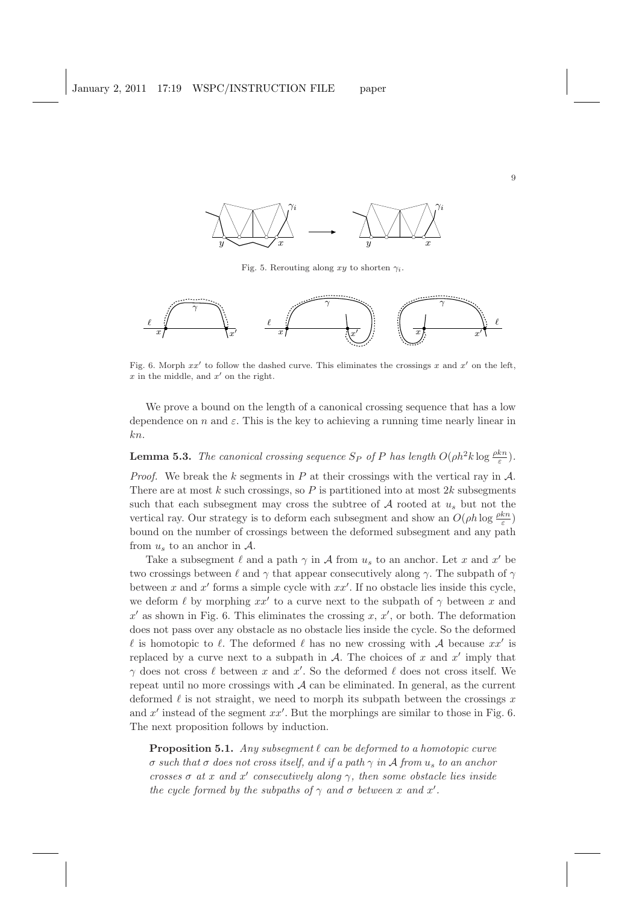Fig. 5. Rerouting along $xy$ to shorten $\gamma_i$.

Fig. 6. Morph $xx'$ to follow the dashed curve. This eliminates the crossings $x$ and $x'$ on the left, $x$ in the middle, and $x'$ on the right.

We prove a bound on the length of a canonical crossing sequence that has a low dependence on $n$ and $\varepsilon$. This is the key to achieving a running time nearly linear in $kn$.

**Lemma 5.3.** *The canonical crossing sequence $S_P$ of $P$ has length $O(\rho h^2 k \log \frac{\rho k n}{\varepsilon})$.*

*Proof.* We break the $k$ segments in $P$ at their crossings with the vertical ray in $\mathcal{A}$. There are at most $k$ such crossings, so $P$ is partitioned into at most $2k$ subsegments such that each subsegment may cross the subtree of $\mathcal{A}$ rooted at $u_s$ but not the vertical ray. Our strategy is to deform each subsegment and show an $O(\rho h \log \frac{\rho k n}{\varepsilon})$ bound on the number of crossings between the deformed subsegment and any path from $u_s$ to an anchor in $\mathcal{A}$.

Take a subsegment $\ell$ and a path $\gamma$ in $\mathcal{A}$ from $u_s$ to an anchor. Let $x$ and $x'$ be two crossings between $\ell$ and $\gamma$ that appear consecutively along $\gamma$. The subpath of $\gamma$ between $x$ and $x'$ forms a simple cycle with $xx'$. If no obstacle lies inside this cycle, we deform $\ell$ by morphing $xx'$ to a curve next to the subpath of $\gamma$ between $x$ and $x'$ as shown in Fig. 6. This eliminates the crossing $x$, $x'$, or both. The deformation does not pass over any obstacle as no obstacle lies inside the cycle. So the deformed $\ell$ is homotopic to $\ell$. The deformed $\ell$ has no new crossing with $\mathcal{A}$ because $xx'$ is replaced by a curve next to a subpath in $\mathcal{A}$. The choices of $x$ and $x'$ imply that $\gamma$ does not cross $\ell$ between $x$ and $x'$. So the deformed $\ell$ does not cross itself. We repeat until no more crossings with $\mathcal{A}$ can be eliminated. In general, as the current deformed $\ell$ is not straight, we need to morph its subpath between the crossings $x$ and $x'$ instead of the segment $xx'$. But the morphings are similar to those in Fig. 6. The next proposition follows by induction.

> **Proposition 5.1.** *Any subsegment $\ell$ can be deformed to a homotopic curve $\sigma$ such that $\sigma$ does not cross itself, and if a path $\gamma$ in $\mathcal{A}$ from $u_s$ to an anchor crosses $\sigma$ at $x$ and $x'$ consecutively along $\gamma$, then some obstacle lies inside the cycle formed by the subpaths of $\gamma$ and $\sigma$ between $x$ and $x'$.*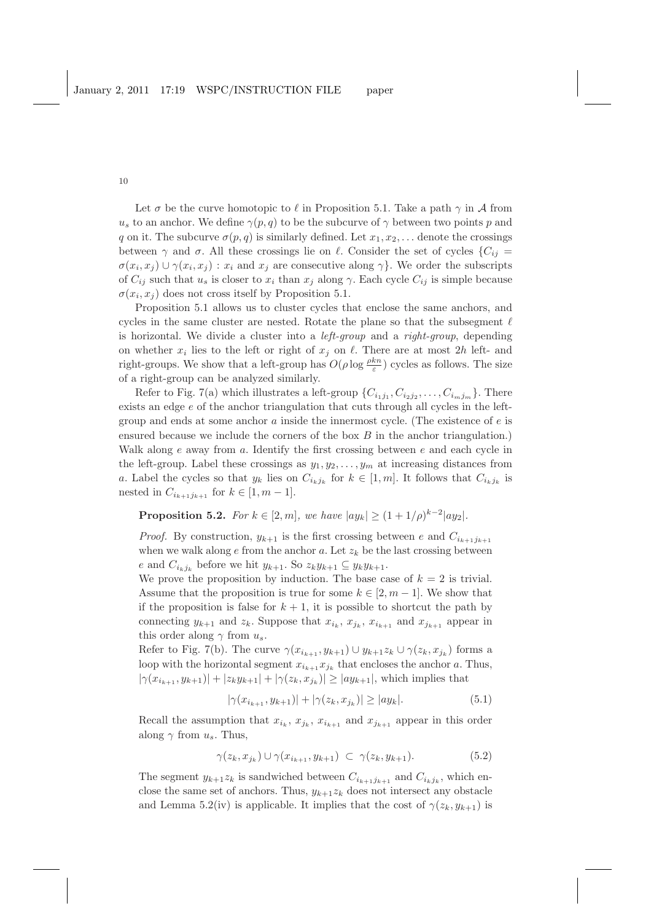Let $\sigma$ be the curve homotopic to $\ell$ in Proposition 5.1. Take a path $\gamma$ in $\mathcal{A}$ from $u_s$ to an anchor. We define $\gamma(p,q)$ to be the subcurve of $\gamma$ between two points $p$ and $q$ on it. The subcurve $\sigma(p,q)$ is similarly defined. Let $x_1, x_2, \ldots$ denote the crossings between $\gamma$ and $\sigma$. All these crossings lie on $\ell$. Consider the set of cycles $\{C_{ij} = \sigma(x_i, x_j) \cup \gamma(x_i, x_j) : x_i$ and $x_j$ are consecutive along $\gamma\}$. We order the subscripts of $C_{ij}$ such that $u_s$ is closer to $x_i$ than $x_j$ along $\gamma$. Each cycle $C_{ij}$ is simple because $\sigma(x_i, x_j)$ does not cross itself by Proposition 5.1.

Proposition 5.1 allows us to cluster cycles that enclose the same anchors, and cycles in the same cluster are nested. Rotate the plane so that the subsegment $\ell$ is horizontal. We divide a cluster into a *left-group* and a *right-group*, depending on whether $x_i$ lies to the left or right of $x_j$ on $\ell$. There are at most $2h$ left- and right-groups. We show that a left-group has $O(\rho \log \frac{\rho k n}{\varepsilon})$ cycles as follows. The size of a right-group can be analyzed similarly.

Refer to Fig. 7(a) which illustrates a left-group $\{C_{i_1 j_1}, C_{i_2 j_2}, \ldots, C_{i_m j_m}\}$. There exists an edge $e$ of the anchor triangulation that cuts through all cycles in the left-group and ends at some anchor $a$ inside the innermost cycle. (The existence of $e$ is ensured because we include the corners of the box $B$ in the anchor triangulation.) Walk along $e$ away from $a$. Identify the first crossing between $e$ and each cycle in the left-group. Label these crossings as $y_1, y_2, \ldots, y_m$ at increasing distances from $a$. Label the cycles so that $y_k$ lies on $C_{i_k j_k}$ for $k \in [1, m]$. It follows that $C_{i_k j_k}$ is nested in $C_{i_{k+1} j_{k+1}}$ for $k \in [1, m-1]$.

**Proposition 5.2.** *For $k \in [2, m]$, we have $|ay_k| \geq (1 + 1/\rho)^{k-2} |ay_2|$.*

*Proof.* By construction, $y_{k+1}$ is the first crossing between $e$ and $C_{i_{k+1} j_{k+1}}$ when we walk along $e$ from the anchor $a$. Let $z_k$ be the last crossing between $e$ and $C_{i_k j_k}$ before we hit $y_{k+1}$. So $z_k y_{k+1} \subseteq y_k y_{k+1}$.

We prove the proposition by induction. The base case of $k = 2$ is trivial. Assume that the proposition is true for some $k \in [2, m-1]$. We show that if the proposition is false for $k+1$, it is possible to shortcut the path by connecting $y_{k+1}$ and $z_k$. Suppose that $x_{i_k}$, $x_{j_k}$, $x_{i_{k+1}}$ and $x_{j_{k+1}}$ appear in this order along $\gamma$ from $u_s$.

Refer to Fig. 7(b). The curve $\gamma(x_{i_{k+1}}, y_{k+1}) \cup y_{k+1} z_k \cup \gamma(z_k, x_{j_k})$ forms a loop with the horizontal segment $x_{i_{k+1}} x_{j_k}$ that encloses the anchor $a$. Thus, $|\gamma(x_{i_{k+1}}, y_{k+1})| + |z_k y_{k+1}| + |\gamma(z_k, x_{j_k})| \geq |ay_{k+1}|$, which implies that

$$|\gamma(x_{i_{k+1}}, y_{k+1})| + |\gamma(z_k, x_{j_k})| \geq |ay_k|. \tag{5.1}$$

Recall the assumption that $x_{i_k}$, $x_{j_k}$, $x_{i_{k+1}}$ and $x_{j_{k+1}}$ appear in this order along $\gamma$ from $u_s$. Thus,

$$\gamma(z_k, x_{j_k}) \cup \gamma(x_{i_{k+1}}, y_{k+1}) \;\subset\; \gamma(z_k, y_{k+1}). \tag{5.2}$$

The segment $y_{k+1} z_k$ is sandwiched between $C_{i_{k+1} j_{k+1}}$ and $C_{i_k j_k}$, which enclose the same set of anchors. Thus, $y_{k+1} z_k$ does not intersect any obstacle and Lemma 5.2(iv) is applicable. It implies that the cost of $\gamma(z_k, y_{k+1})$ is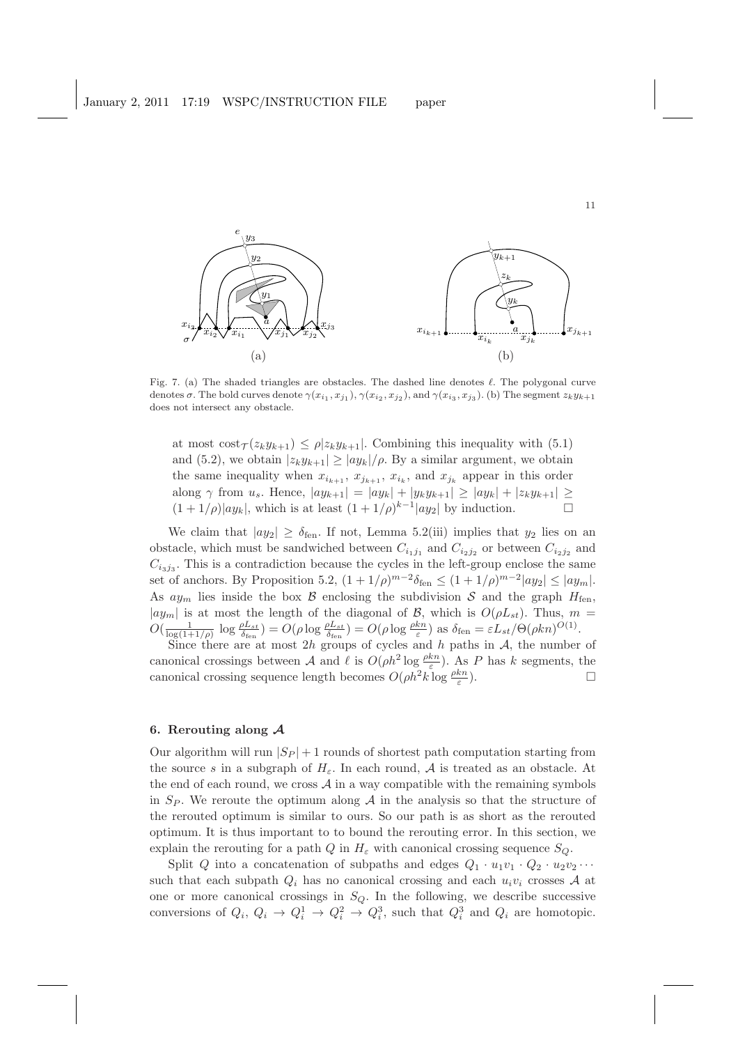Fig. 7. (a) The shaded triangles are obstacles. The dashed line denotes $\ell$. The polygonal curve denotes $\sigma$. The bold curves denote $\gamma(x_{i_1}, x_{j_1})$, $\gamma(x_{i_2}, x_{j_2})$, and $\gamma(x_{i_3}, x_{j_3})$. (b) The segment $z_k y_{k+1}$ does not intersect any obstacle.

at most $\mathrm{cost}_{\mathcal{T}}(z_k y_{k+1}) \leq \rho |z_k y_{k+1}|$. Combining this inequality with (5.1) and (5.2), we obtain $|z_k y_{k+1}| \geq |a y_k|/\rho$. By a similar argument, we obtain the same inequality when $x_{i_{k+1}}$, $x_{j_{k+1}}$, $x_{i_k}$, and $x_{j_k}$ appear in this order along $\gamma$ from $u_s$. Hence, $|a y_{k+1}| = |a y_k| + |y_k y_{k+1}| \geq |a y_k| + |z_k y_{k+1}| \geq (1 + 1/\rho)|a y_k|$, which is at least $(1+1/\rho)^{k-1}|a y_2|$ by induction. $\square$

We claim that $|a y_2| \geq \delta_{\mathrm{fen}}$. If not, Lemma 5.2(iii) implies that $y_2$ lies on an obstacle, which must be sandwiched between $C_{i_1 j_1}$ and $C_{i_2 j_2}$ or between $C_{i_2 j_2}$ and $C_{i_3 j_3}$. This is a contradiction because the cycles in the left-group enclose the same set of anchors. By Proposition 5.2, $(1+1/\rho)^{m-2}\delta_{\mathrm{fen}} \leq (1+1/\rho)^{m-2}|a y_2| \leq |a y_m|$. As $a y_m$ lies inside the box $\mathcal{B}$ enclosing the subdivision $\mathcal{S}$ and the graph $H_{\mathrm{fen}}$, $|a y_m|$ is at most the length of the diagonal of $\mathcal{B}$, which is $O(\rho L_{st})$. Thus, $m = O(\frac{1}{\log(1+1/\rho)} \log \frac{\rho L_{st}}{\delta_{\mathrm{fen}}}) = O(\rho \log \frac{\rho L_{st}}{\delta_{\mathrm{fen}}}) = O(\rho \log \frac{\rho k n}{\varepsilon})$ as $\delta_{\mathrm{fen}} = \varepsilon L_{st}/\Theta(\rho k n)^{O(1)}$.

Since there are at most $2h$ groups of cycles and $h$ paths in $\mathcal{A}$, the number of canonical crossings between $\mathcal{A}$ and $\ell$ is $O(\rho h^2 \log \frac{\rho k n}{\varepsilon})$. As $P$ has $k$ segments, the canonical crossing sequence length becomes $O(\rho h^2 k \log \frac{\rho k n}{\varepsilon})$. $\square$

## 6. Rerouting along $\mathcal{A}$

Our algorithm will run $|S_P| + 1$ rounds of shortest path computation starting from the source $s$ in a subgraph of $H_\varepsilon$. In each round, $\mathcal{A}$ is treated as an obstacle. At the end of each round, we cross $\mathcal{A}$ in a way compatible with the remaining symbols in $S_P$. We reroute the optimum along $\mathcal{A}$ in the analysis so that the structure of the rerouted optimum is similar to ours. So our path is as short as the rerouted optimum. It is thus important to to bound the rerouting error. In this section, we explain the rerouting for a path $Q$ in $H_\varepsilon$ with canonical crossing sequence $S_Q$.

Split $Q$ into a concatenation of subpaths and edges $Q_1 \cdot u_1 v_1 \cdot Q_2 \cdot u_2 v_2 \cdots$ such that each subpath $Q_i$ has no canonical crossing and each $u_i v_i$ crosses $\mathcal{A}$ at one or more canonical crossings in $S_Q$. In the following, we describe successive conversions of $Q_i$, $Q_i \to Q_i^1 \to Q_i^2 \to Q_i^3$, such that $Q_i^3$ and $Q_i$ are homotopic.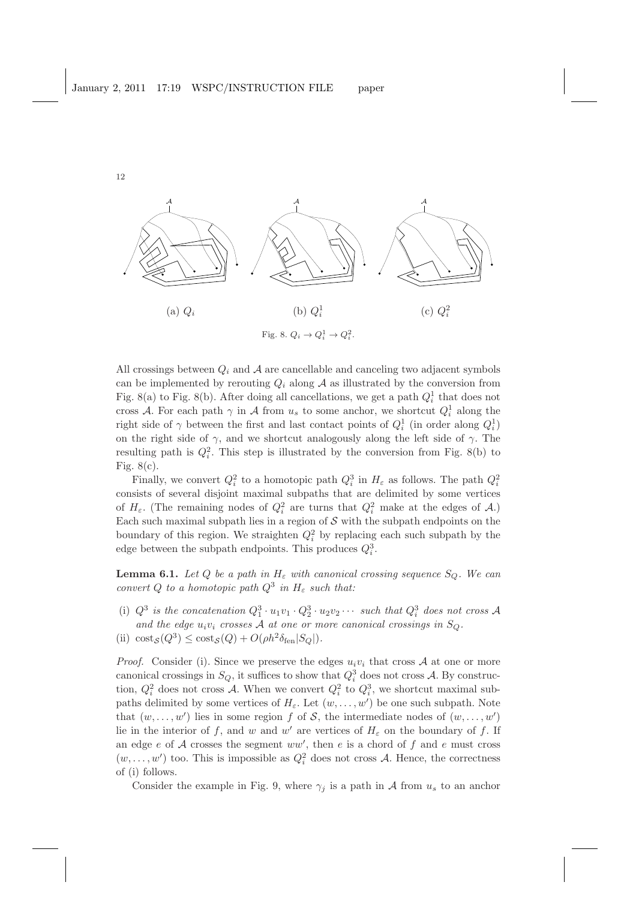$\mathcal{A}$

$\mathcal{A}$

$\mathcal{A}$

(a) $Q_i$

(b) $Q_i^1$

(c) $Q_i^2$

Fig. 8. $Q_i \to Q_i^1 \to Q_i^2$.

All crossings between $Q_i$ and $\mathcal{A}$ are cancellable and canceling two adjacent symbols can be implemented by rerouting $Q_i$ along $\mathcal{A}$ as illustrated by the conversion from Fig. 8(a) to Fig. 8(b). After doing all cancellations, we get a path $Q_i^1$ that does not cross $\mathcal{A}$. For each path $\gamma$ in $\mathcal{A}$ from $u_s$ to some anchor, we shortcut $Q_i^1$ along the right side of $\gamma$ between the first and last contact points of $Q_i^1$ (in order along $Q_i^1$) on the right side of $\gamma$, and we shortcut analogously along the left side of $\gamma$. The resulting path is $Q_i^2$. This step is illustrated by the conversion from Fig. 8(b) to Fig. 8(c).

Finally, we convert $Q_i^2$ to a homotopic path $Q_i^3$ in $H_\varepsilon$ as follows. The path $Q_i^2$ consists of several disjoint maximal subpaths that are delimited by some vertices of $H_\varepsilon$. (The remaining nodes of $Q_i^2$ are turns that $Q_i^2$ make at the edges of $\mathcal{A}$.) Each such maximal subpath lies in a region of $\mathcal{S}$ with the subpath endpoints on the boundary of this region. We straighten $Q_i^2$ by replacing each such subpath by the edge between the subpath endpoints. This produces $Q_i^3$.

**Lemma 6.1.** *Let $Q$ be a path in $H_\varepsilon$ with canonical crossing sequence $S_Q$. We can convert $Q$ to a homotopic path $Q^3$ in $H_\varepsilon$ such that:*

(i) *$Q^3$ is the concatenation $Q_1^3 \cdot u_1v_1 \cdot Q_2^3 \cdot u_2v_2 \cdots$ such that $Q_i^3$ does not cross $\mathcal{A}$ and the edge $u_iv_i$ crosses $\mathcal{A}$ at one or more canonical crossings in $S_Q$.*

(ii) *$\text{cost}_{\mathcal{S}}(Q^3) \leq \text{cost}_{\mathcal{S}}(Q) + O(\rho h^2 \delta_{\text{fen}} |S_Q|)$.*

*Proof.* Consider (i). Since we preserve the edges $u_iv_i$ that cross $\mathcal{A}$ at one or more canonical crossings in $S_Q$, it suffices to show that $Q_i^3$ does not cross $\mathcal{A}$. By construction, $Q_i^2$ does not cross $\mathcal{A}$. When we convert $Q_i^2$ to $Q_i^3$, we shortcut maximal subpaths delimited by some vertices of $H_\varepsilon$. Let $(w, \ldots, w')$ be one such subpath. Note that $(w, \ldots, w')$ lies in some region $f$ of $\mathcal{S}$, the intermediate nodes of $(w, \ldots, w')$ lie in the interior of $f$, and $w$ and $w'$ are vertices of $H_\varepsilon$ on the boundary of $f$. If an edge $e$ of $\mathcal{A}$ crosses the segment $ww'$, then $e$ is a chord of $f$ and $e$ must cross $(w, \ldots, w')$ too. This is impossible as $Q_i^2$ does not cross $\mathcal{A}$. Hence, the correctness of (i) follows.

Consider the example in Fig. 9, where $\gamma_j$ is a path in $\mathcal{A}$ from $u_s$ to an anchor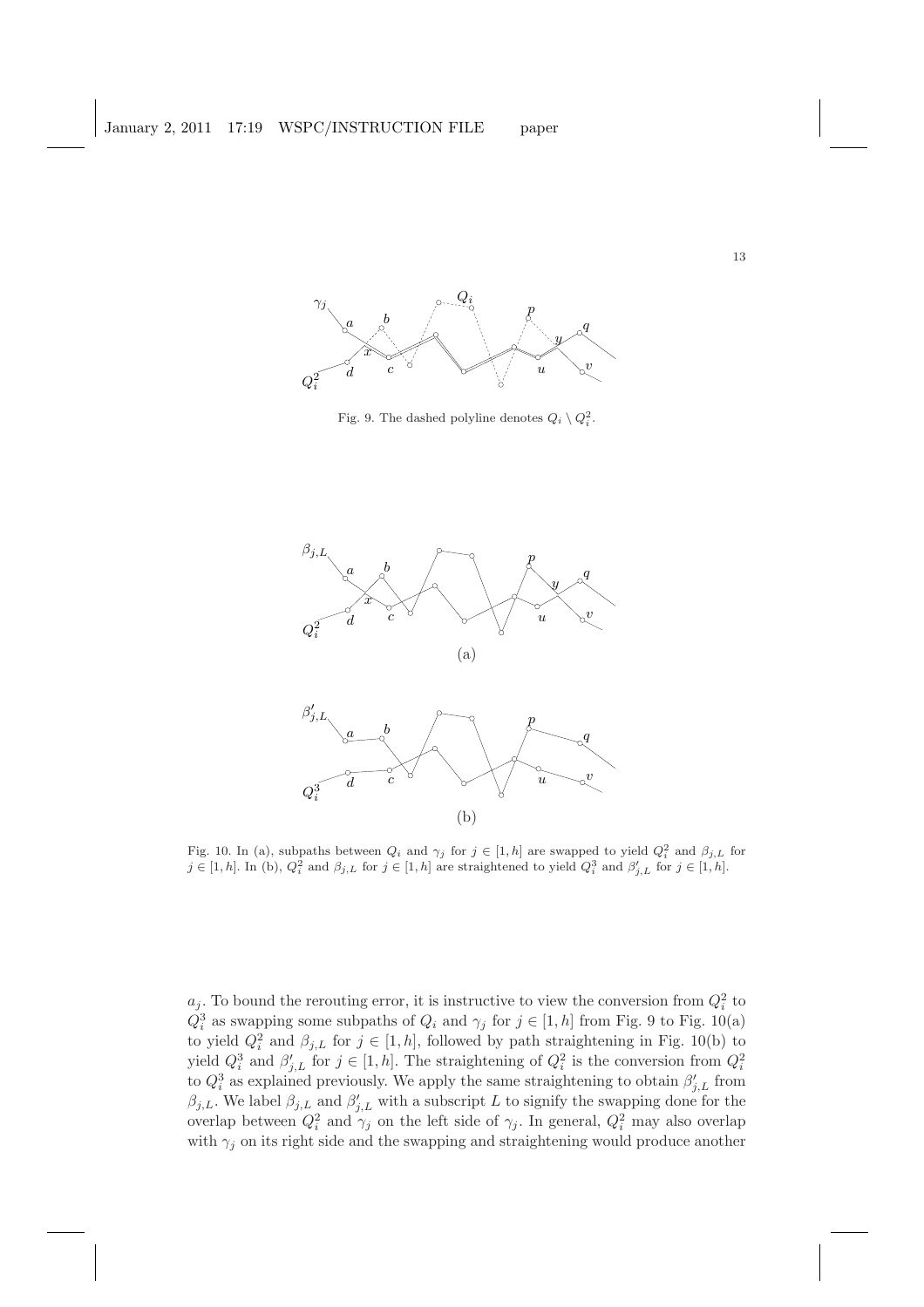$\gamma_j$

$a$

$b$

$Q_i$

$p$

$q$

$y$

$x$

$c$

$d$

$u$

$v$

$Q_i^2$

Fig. 9. The dashed polyline denotes $Q_i \setminus Q_i^2$.

$\beta_{j,L}$

$a$

$b$

$p$

$q$

$y$

$x$

$c$

$d$

$u$

$v$

$Q_i^2$

(a)

$\beta'_{j,L}$

$a$

$b$

$p$

$q$

$c$

$d$

$u$

$v$

$Q_i^3$

(b)

Fig. 10. In (a), subpaths between $Q_i$ and $\gamma_j$ for $j \in [1, h]$ are swapped to yield $Q_i^2$ and $\beta_{j,L}$ for $j \in [1, h]$. In (b), $Q_i^2$ and $\beta_{j,L}$ for $j \in [1, h]$ are straightened to yield $Q_i^3$ and $\beta'_{j,L}$ for $j \in [1, h]$.

$a_j$. To bound the rerouting error, it is instructive to view the conversion from $Q_i^2$ to $Q_i^3$ as swapping some subpaths of $Q_i$ and $\gamma_j$ for $j \in [1, h]$ from Fig. 9 to Fig. 10(a) to yield $Q_i^2$ and $\beta_{j,L}$ for $j \in [1, h]$, followed by path straightening in Fig. 10(b) to yield $Q_i^3$ and $\beta'_{j,L}$ for $j \in [1, h]$. The straightening of $Q_i^2$ is the conversion from $Q_i^2$ to $Q_i^3$ as explained previously. We apply the same straightening to obtain $\beta'_{j,L}$ from $\beta_{j,L}$. We label $\beta_{j,L}$ and $\beta'_{j,L}$ with a subscript $L$ to signify the swapping done for the overlap between $Q_i^2$ and $\gamma_j$ on the left side of $\gamma_j$. In general, $Q_i^2$ may also overlap with $\gamma_j$ on its right side and the swapping and straightening would produce another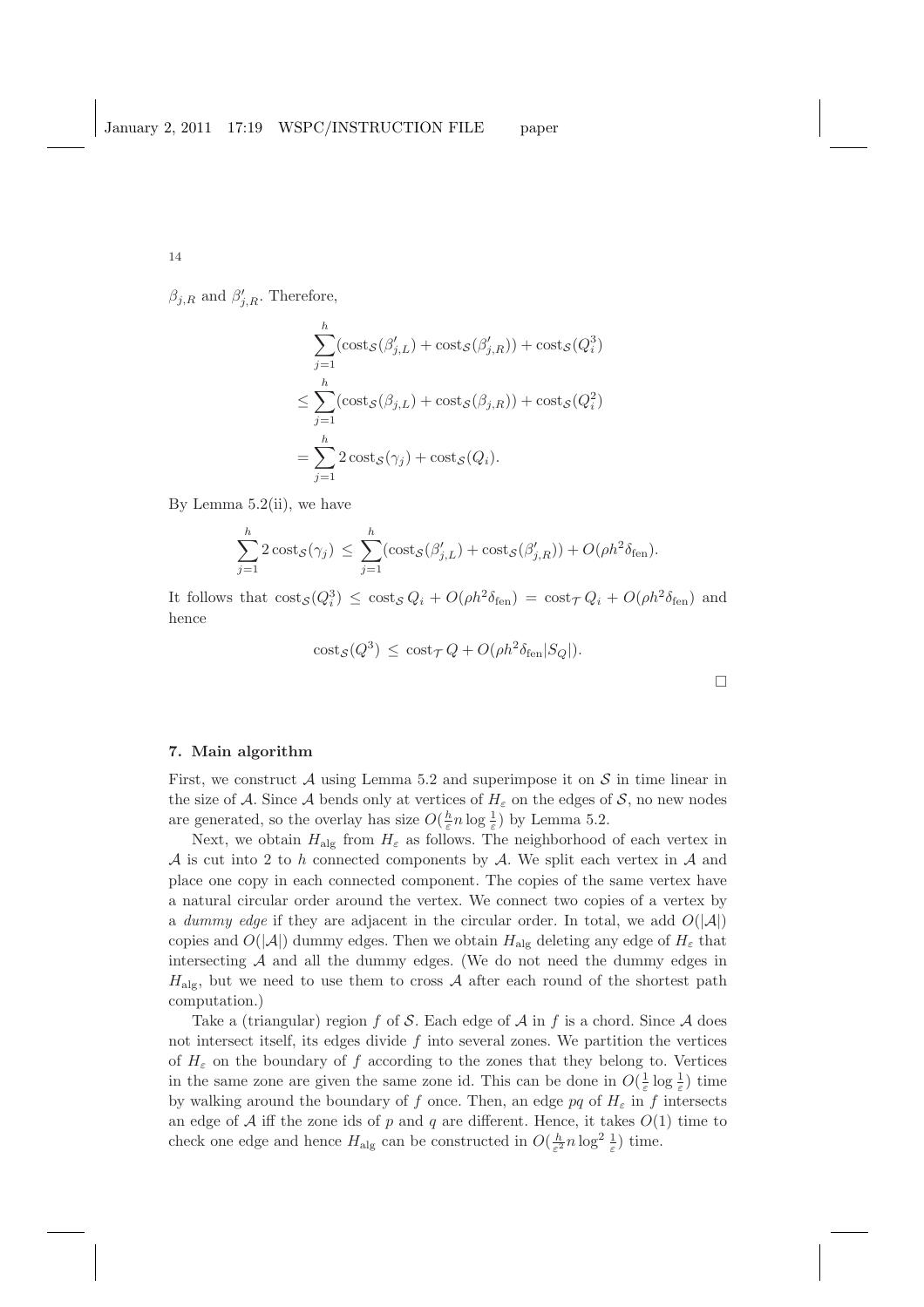$\beta_{j,R}$ and $\beta'_{j,R}$. Therefore,

$$\begin{aligned}
&\sum_{j=1}^{h}(\mathrm{cost}_{\mathcal{S}}(\beta'_{j,L}) + \mathrm{cost}_{\mathcal{S}}(\beta'_{j,R})) + \mathrm{cost}_{\mathcal{S}}(Q_i^3) \\
&\le \sum_{j=1}^{h}(\mathrm{cost}_{\mathcal{S}}(\beta_{j,L}) + \mathrm{cost}_{\mathcal{S}}(\beta_{j,R})) + \mathrm{cost}_{\mathcal{S}}(Q_i^2) \\
&= \sum_{j=1}^{h} 2\,\mathrm{cost}_{\mathcal{S}}(\gamma_j) + \mathrm{cost}_{\mathcal{S}}(Q_i).
\end{aligned}$$

By Lemma 5.2(ii), we have

$$\sum_{j=1}^{h} 2\,\mathrm{cost}_{\mathcal{S}}(\gamma_j) \;\le\; \sum_{j=1}^{h}(\mathrm{cost}_{\mathcal{S}}(\beta'_{j,L}) + \mathrm{cost}_{\mathcal{S}}(\beta'_{j,R})) + O(\rho h^2 \delta_{\mathrm{fen}}).$$

It follows that $\mathrm{cost}_{\mathcal{S}}(Q_i^3) \le \mathrm{cost}_{\mathcal{S}}\, Q_i + O(\rho h^2 \delta_{\mathrm{fen}}) = \mathrm{cost}_{\mathcal{T}}\, Q_i + O(\rho h^2 \delta_{\mathrm{fen}})$ and hence

$$\mathrm{cost}_{\mathcal{S}}(Q^3) \;\le\; \mathrm{cost}_{\mathcal{T}}\, Q + O(\rho h^2 \delta_{\mathrm{fen}} |S_Q|).$$

□

## 7. Main algorithm

First, we construct $\mathcal{A}$ using Lemma 5.2 and superimpose it on $\mathcal{S}$ in time linear in the size of $\mathcal{A}$. Since $\mathcal{A}$ bends only at vertices of $H_\varepsilon$ on the edges of $\mathcal{S}$, no new nodes are generated, so the overlay has size $O(\frac{h}{\varepsilon} n \log \frac{1}{\varepsilon})$ by Lemma 5.2.

Next, we obtain $H_{\mathrm{alg}}$ from $H_\varepsilon$ as follows. The neighborhood of each vertex in $\mathcal{A}$ is cut into 2 to $h$ connected components by $\mathcal{A}$. We split each vertex in $\mathcal{A}$ and place one copy in each connected component. The copies of the same vertex have a natural circular order around the vertex. We connect two copies of a vertex by a *dummy edge* if they are adjacent in the circular order. In total, we add $O(|\mathcal{A}|)$ copies and $O(|\mathcal{A}|)$ dummy edges. Then we obtain $H_{\mathrm{alg}}$ deleting any edge of $H_\varepsilon$ that intersecting $\mathcal{A}$ and all the dummy edges. (We do not need the dummy edges in $H_{\mathrm{alg}}$, but we need to use them to cross $\mathcal{A}$ after each round of the shortest path computation.)

Take a (triangular) region $f$ of $\mathcal{S}$. Each edge of $\mathcal{A}$ in $f$ is a chord. Since $\mathcal{A}$ does not intersect itself, its edges divide $f$ into several zones. We partition the vertices of $H_\varepsilon$ on the boundary of $f$ according to the zones that they belong to. Vertices in the same zone are given the same zone id. This can be done in $O(\frac{1}{\varepsilon} \log \frac{1}{\varepsilon})$ time by walking around the boundary of $f$ once. Then, an edge $pq$ of $H_\varepsilon$ in $f$ intersects an edge of $\mathcal{A}$ iff the zone ids of $p$ and $q$ are different. Hence, it takes $O(1)$ time to check one edge and hence $H_{\mathrm{alg}}$ can be constructed in $O(\frac{h}{\varepsilon^2} n \log^2 \frac{1}{\varepsilon})$ time.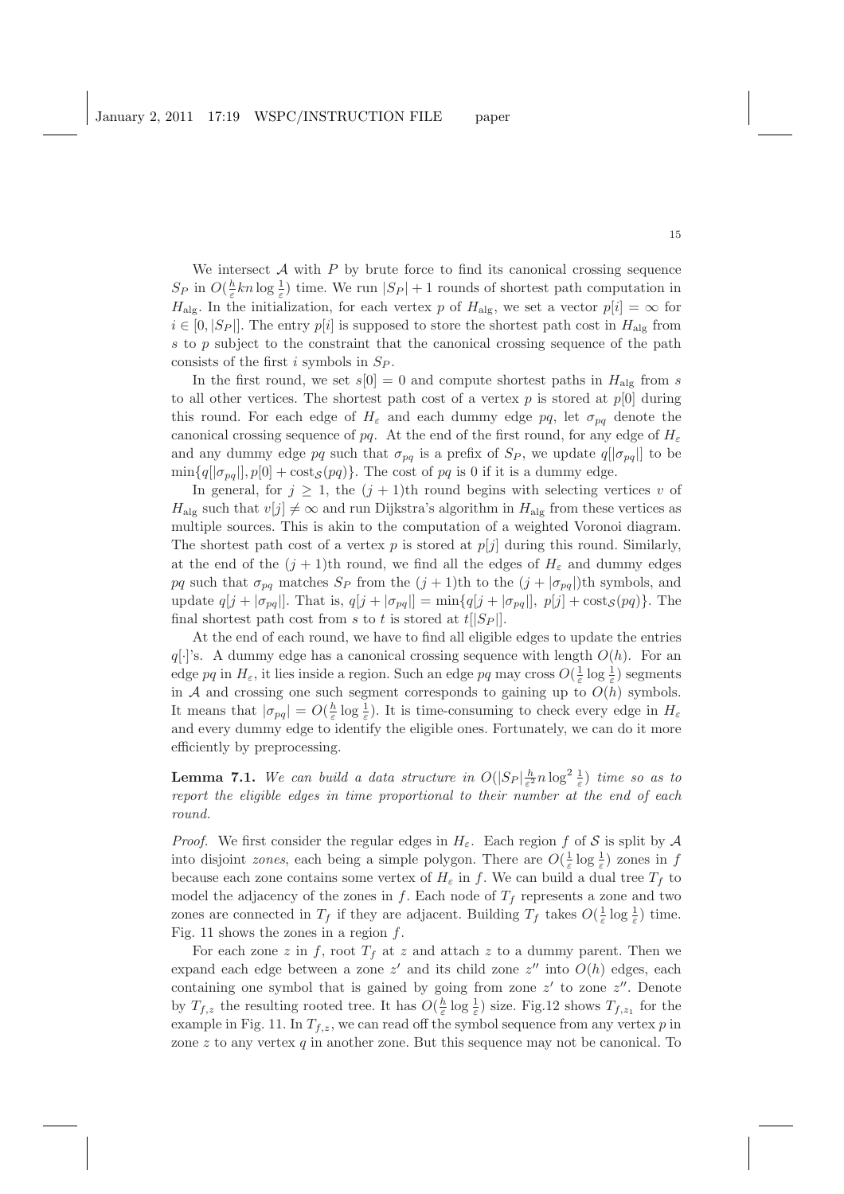We intersect $\mathcal{A}$ with $P$ by brute force to find its canonical crossing sequence $S_P$ in $O(\frac{h}{\varepsilon} kn \log \frac{1}{\varepsilon})$ time. We run $|S_P| + 1$ rounds of shortest path computation in $H_{\rm alg}$. In the initialization, for each vertex $p$ of $H_{\rm alg}$, we set a vector $p[i] = \infty$ for $i \in [0, |S_P|]$. The entry $p[i]$ is supposed to store the shortest path cost in $H_{\rm alg}$ from $s$ to $p$ subject to the constraint that the canonical crossing sequence of the path consists of the first $i$ symbols in $S_P$.

In the first round, we set $s[0] = 0$ and compute shortest paths in $H_{\rm alg}$ from $s$ to all other vertices. The shortest path cost of a vertex $p$ is stored at $p[0]$ during this round. For each edge of $H_\varepsilon$ and each dummy edge $pq$, let $\sigma_{pq}$ denote the canonical crossing sequence of $pq$. At the end of the first round, for any edge of $H_\varepsilon$ and any dummy edge $pq$ such that $\sigma_{pq}$ is a prefix of $S_P$, we update $q[|\sigma_{pq}|]$ to be $\min\{q[|\sigma_{pq}|], p[0] + \mathrm{cost}_{\mathcal{S}}(pq)\}$. The cost of $pq$ is 0 if it is a dummy edge.

In general, for $j \geq 1$, the $(j+1)$th round begins with selecting vertices $v$ of $H_{\rm alg}$ such that $v[j] \neq \infty$ and run Dijkstra's algorithm in $H_{\rm alg}$ from these vertices as multiple sources. This is akin to the computation of a weighted Voronoi diagram. The shortest path cost of a vertex $p$ is stored at $p[j]$ during this round. Similarly, at the end of the $(j+1)$th round, we find all the edges of $H_\varepsilon$ and dummy edges $pq$ such that $\sigma_{pq}$ matches $S_P$ from the $(j+1)$th to the $(j + |\sigma_{pq}|)$th symbols, and update $q[j + |\sigma_{pq}|]$. That is, $q[j + |\sigma_{pq}|] = \min\{q[j + |\sigma_{pq}|],\ p[j] + \mathrm{cost}_{\mathcal{S}}(pq)\}$. The final shortest path cost from $s$ to $t$ is stored at $t[|S_P|]$.

At the end of each round, we have to find all eligible edges to update the entries $q[\cdot]$'s. A dummy edge has a canonical crossing sequence with length $O(h)$. For an edge $pq$ in $H_\varepsilon$, it lies inside a region. Such an edge $pq$ may cross $O(\frac{1}{\varepsilon} \log \frac{1}{\varepsilon})$ segments in $\mathcal{A}$ and crossing one such segment corresponds to gaining up to $O(h)$ symbols. It means that $|\sigma_{pq}| = O(\frac{h}{\varepsilon} \log \frac{1}{\varepsilon})$. It is time-consuming to check every edge in $H_\varepsilon$ and every dummy edge to identify the eligible ones. Fortunately, we can do it more efficiently by preprocessing.

**Lemma 7.1.** *We can build a data structure in $O(|S_P| \frac{h}{\varepsilon^2} n \log^2 \frac{1}{\varepsilon})$ time so as to report the eligible edges in time proportional to their number at the end of each round.*

*Proof.* We first consider the regular edges in $H_\varepsilon$. Each region $f$ of $\mathcal{S}$ is split by $\mathcal{A}$ into disjoint *zones*, each being a simple polygon. There are $O(\frac{1}{\varepsilon} \log \frac{1}{\varepsilon})$ zones in $f$ because each zone contains some vertex of $H_\varepsilon$ in $f$. We can build a dual tree $T_f$ to model the adjacency of the zones in $f$. Each node of $T_f$ represents a zone and two zones are connected in $T_f$ if they are adjacent. Building $T_f$ takes $O(\frac{1}{\varepsilon} \log \frac{1}{\varepsilon})$ time. Fig. 11 shows the zones in a region $f$.

For each zone $z$ in $f$, root $T_f$ at $z$ and attach $z$ to a dummy parent. Then we expand each edge between a zone $z'$ and its child zone $z''$ into $O(h)$ edges, each containing one symbol that is gained by going from zone $z'$ to zone $z''$. Denote by $T_{f,z}$ the resulting rooted tree. It has $O(\frac{h}{\varepsilon} \log \frac{1}{\varepsilon})$ size. Fig.12 shows $T_{f,z_1}$ for the example in Fig. 11. In $T_{f,z}$, we can read off the symbol sequence from any vertex $p$ in zone $z$ to any vertex $q$ in another zone. But this sequence may not be canonical. To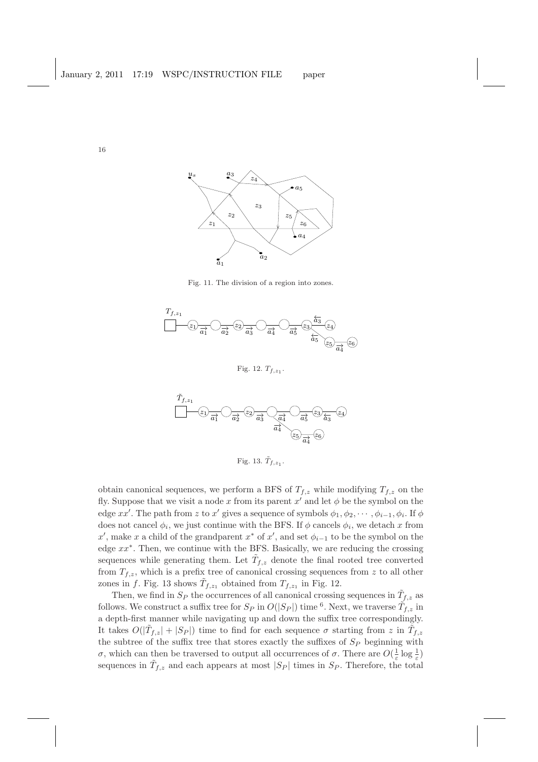Fig. 11. The division of a region into zones.

Fig. 12. $T_{f,z_1}$.

Fig. 13. $\tilde{T}_{f,z_1}$.

obtain canonical sequences, we perform a BFS of $T_{f,z}$ while modifying $T_{f,z}$ on the fly. Suppose that we visit a node $x$ from its parent $x'$ and let $\phi$ be the symbol on the edge $xx'$. The path from $z$ to $x'$ gives a sequence of symbols $\phi_1, \phi_2, \cdots, \phi_{i-1}, \phi_i$. If $\phi$ does not cancel $\phi_i$, we just continue with the BFS. If $\phi$ cancels $\phi_i$, we detach $x$ from $x'$, make $x$ a child of the grandparent $x^*$ of $x'$, and set $\phi_{i-1}$ to be the symbol on the edge $xx^*$. Then, we continue with the BFS. Basically, we are reducing the crossing sequences while generating them. Let $\tilde{T}_{f,z}$ denote the final rooted tree converted from $T_{f,z}$, which is a prefix tree of canonical crossing sequences from $z$ to all other zones in $f$. Fig. 13 shows $\tilde{T}_{f,z_1}$ obtained from $T_{f,z_1}$ in Fig. 12.

Then, we find in $S_P$ the occurrences of all canonical crossing sequences in $\tilde{T}_{f,z}$ as follows. We construct a suffix tree for $S_P$ in $O(|S_P|)$ time [6]. Next, we traverse $\tilde{T}_{f,z}$ in a depth-first manner while navigating up and down the suffix tree correspondingly. It takes $O(|\tilde{T}_{f,z}| + |S_P|)$ time to find for each sequence $\sigma$ starting from $z$ in $\tilde{T}_{f,z}$ the subtree of the suffix tree that stores exactly the suffixes of $S_P$ beginning with $\sigma$, which can then be traversed to output all occurrences of $\sigma$. There are $O(\frac{1}{\varepsilon} \log \frac{1}{\varepsilon})$ sequences in $\tilde{T}_{f,z}$ and each appears at most $|S_P|$ times in $S_P$. Therefore, the total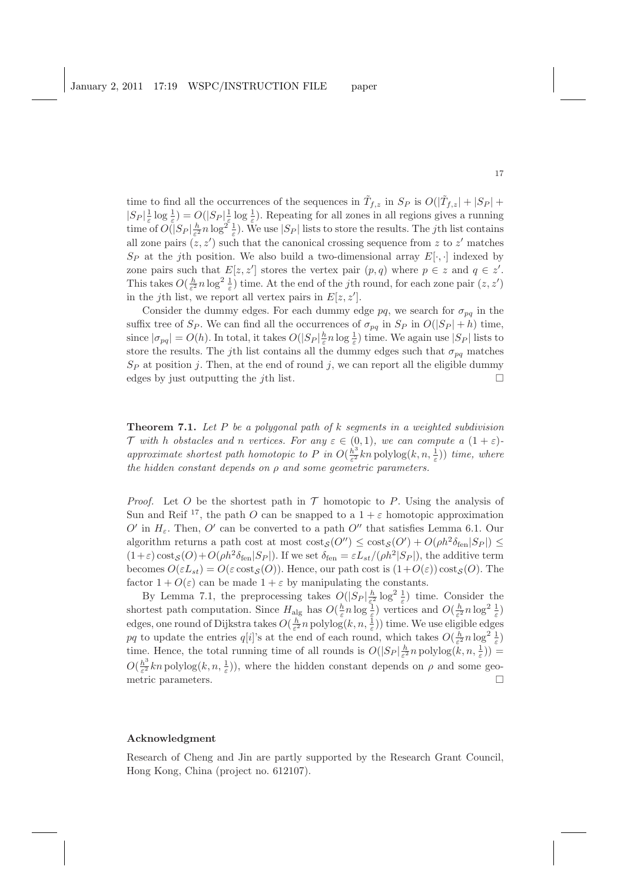time to find all the occurrences of the sequences in $\tilde{T}_{f,z}$ in $S_P$ is $O(|\tilde{T}_{f,z}| + |S_P| + |S_P|\frac{1}{\varepsilon}\log\frac{1}{\varepsilon}) = O(|S_P|\frac{1}{\varepsilon}\log\frac{1}{\varepsilon})$. Repeating for all zones in all regions gives a running time of $O(|S_P|\frac{h}{\varepsilon^2}n\log^2\frac{1}{\varepsilon})$. We use $|S_P|$ lists to store the results. The $j$th list contains all zone pairs $(z, z')$ such that the canonical crossing sequence from $z$ to $z'$ matches $S_P$ at the $j$th position. We also build a two-dimensional array $E[\cdot,\cdot]$ indexed by zone pairs such that $E[z, z']$ stores the vertex pair $(p, q)$ where $p \in z$ and $q \in z'$. This takes $O(\frac{h}{\varepsilon^2}n\log^2\frac{1}{\varepsilon})$ time. At the end of the $j$th round, for each zone pair $(z, z')$ in the $j$th list, we report all vertex pairs in $E[z, z']$.

Consider the dummy edges. For each dummy edge $pq$, we search for $\sigma_{pq}$ in the suffix tree of $S_P$. We can find all the occurrences of $\sigma_{pq}$ in $S_P$ in $O(|S_P| + h)$ time, since $|\sigma_{pq}| = O(h)$. In total, it takes $O(|S_P|\frac{h}{\varepsilon}n\log\frac{1}{\varepsilon})$ time. We again use $|S_P|$ lists to store the results. The $j$th list contains all the dummy edges such that $\sigma_{pq}$ matches $S_P$ at position $j$. Then, at the end of round $j$, we can report all the eligible dummy edges by just outputting the $j$th list. □

**Theorem 7.1.** *Let $P$ be a polygonal path of $k$ segments in a weighted subdivision $\mathcal{T}$ with $h$ obstacles and $n$ vertices. For any $\varepsilon \in (0, 1)$, we can compute a $(1+\varepsilon)$-approximate shortest path homotopic to $P$ in $O(\frac{h^3}{\varepsilon^2}kn\,\mathrm{polylog}(k, n, \frac{1}{\varepsilon}))$ time, where the hidden constant depends on $\rho$ and some geometric parameters.*

*Proof.* Let $O$ be the shortest path in $\mathcal{T}$ homotopic to $P$. Using the analysis of Sun and Reif [17], the path $O$ can be snapped to a $1+\varepsilon$ homotopic approximation $O'$ in $H_\varepsilon$. Then, $O'$ can be converted to a path $O''$ that satisfies Lemma 6.1. Our algorithm returns a path cost at most $\mathrm{cost}_{\mathcal{S}}(O'') \leq \mathrm{cost}_{\mathcal{S}}(O') + O(\rho h^2\delta_{\mathrm{fen}}|S_P|) \leq (1+\varepsilon)\,\mathrm{cost}_{\mathcal{S}}(O) + O(\rho h^2\delta_{\mathrm{fen}}|S_P|)$. If we set $\delta_{\mathrm{fen}} = \varepsilon L_{st}/(\rho h^2|S_P|)$, the additive term becomes $O(\varepsilon L_{st}) = O(\varepsilon\,\mathrm{cost}_{\mathcal{S}}(O))$. Hence, our path cost is $(1+O(\varepsilon))\,\mathrm{cost}_{\mathcal{S}}(O)$. The factor $1+O(\varepsilon)$ can be made $1+\varepsilon$ by manipulating the constants.

By Lemma 7.1, the preprocessing takes $O(|S_P|\frac{h}{\varepsilon^2}\log^2\frac{1}{\varepsilon})$ time. Consider the shortest path computation. Since $H_{\mathrm{alg}}$ has $O(\frac{h}{\varepsilon}n\log\frac{1}{\varepsilon})$ vertices and $O(\frac{h}{\varepsilon^2}n\log^2\frac{1}{\varepsilon})$ edges, one round of Dijkstra takes $O(\frac{h}{\varepsilon^2}n\,\mathrm{polylog}(k, n, \frac{1}{\varepsilon}))$ time. We use eligible edges $pq$ to update the entries $q[i]$'s at the end of each round, which takes $O(\frac{h}{\varepsilon^2}n\log^2\frac{1}{\varepsilon})$ time. Hence, the total running time of all rounds is $O(|S_P|\frac{h}{\varepsilon^2}n\,\mathrm{polylog}(k, n, \frac{1}{\varepsilon})) = O(\frac{h^3}{\varepsilon^2}kn\,\mathrm{polylog}(k, n, \frac{1}{\varepsilon}))$, where the hidden constant depends on $\rho$ and some geometric parameters. □

## Acknowledgment

Research of Cheng and Jin are partly supported by the Research Grant Council, Hong Kong, China (project no. 612107).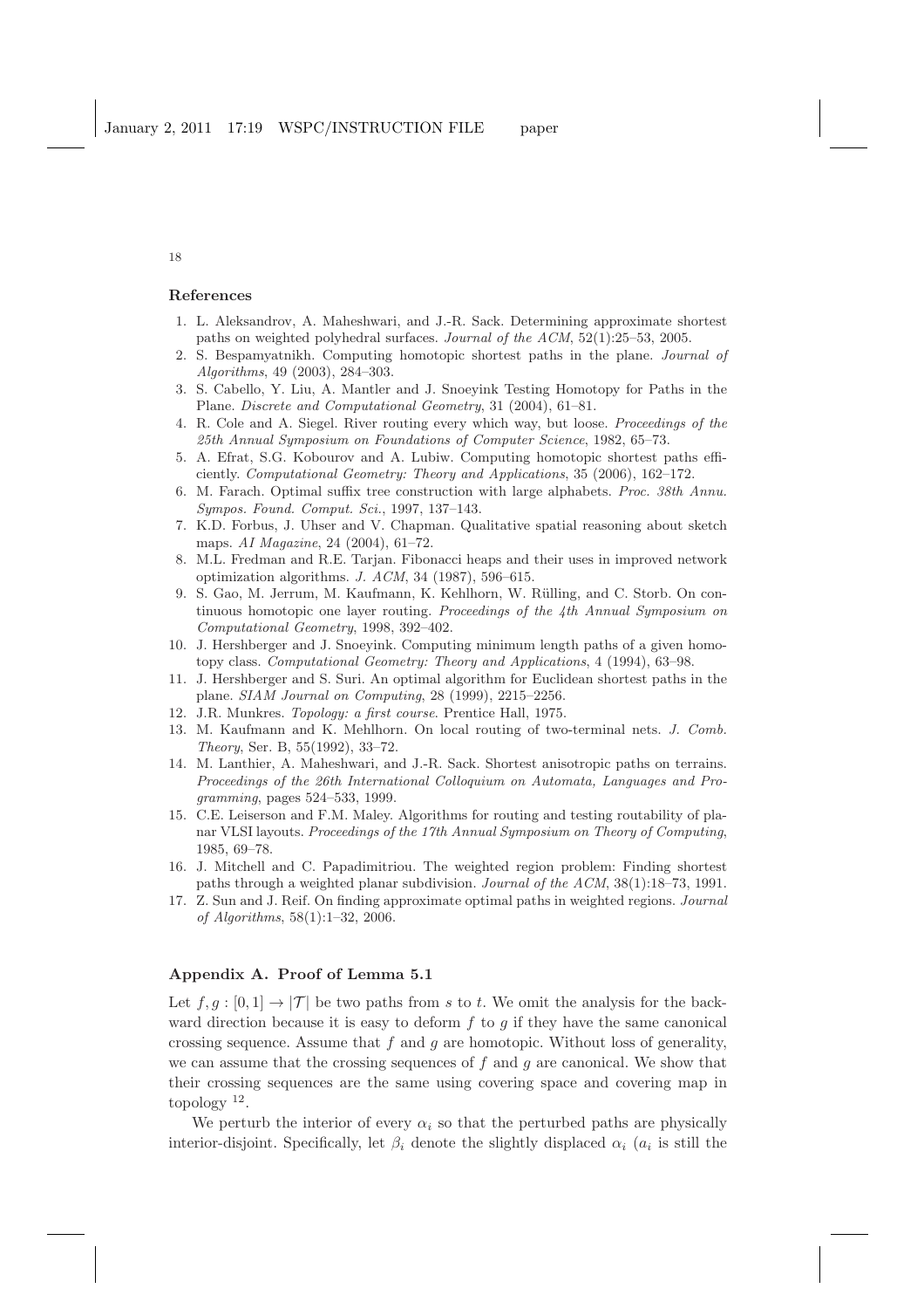## References

1. L. Aleksandrov, A. Maheshwari, and J.-R. Sack. Determining approximate shortest paths on weighted polyhedral surfaces. *Journal of the ACM*, 52(1):25–53, 2005.
2. S. Bespamyatnikh. Computing homotopic shortest paths in the plane. *Journal of Algorithms*, 49 (2003), 284–303.
3. S. Cabello, Y. Liu, A. Mantler and J. Snoeyink Testing Homotopy for Paths in the Plane. *Discrete and Computational Geometry*, 31 (2004), 61–81.
4. R. Cole and A. Siegel. River routing every which way, but loose. *Proceedings of the 25th Annual Symposium on Foundations of Computer Science*, 1982, 65–73.
5. A. Efrat, S.G. Kobourov and A. Lubiw. Computing homotopic shortest paths efficiently. *Computational Geometry: Theory and Applications*, 35 (2006), 162–172.
6. M. Farach. Optimal suffix tree construction with large alphabets. *Proc. 38th Annu. Sympos. Found. Comput. Sci.*, 1997, 137–143.
7. K.D. Forbus, J. Uhser and V. Chapman. Qualitative spatial reasoning about sketch maps. *AI Magazine*, 24 (2004), 61–72.
8. M.L. Fredman and R.E. Tarjan. Fibonacci heaps and their uses in improved network optimization algorithms. *J. ACM*, 34 (1987), 596–615.
9. S. Gao, M. Jerrum, M. Kaufmann, K. Kehlhorn, W. Rülling, and C. Storb. On continuous homotopic one layer routing. *Proceedings of the 4th Annual Symposium on Computational Geometry*, 1998, 392–402.
10. J. Hershberger and J. Snoeyink. Computing minimum length paths of a given homotopy class. *Computational Geometry: Theory and Applications*, 4 (1994), 63–98.
11. J. Hershberger and S. Suri. An optimal algorithm for Euclidean shortest paths in the plane. *SIAM Journal on Computing*, 28 (1999), 2215–2256.
12. J.R. Munkres. *Topology: a first course*. Prentice Hall, 1975.
13. M. Kaufmann and K. Mehlhorn. On local routing of two-terminal nets. *J. Comb. Theory*, Ser. B, 55(1992), 33–72.
14. M. Lanthier, A. Maheshwari, and J.-R. Sack. Shortest anisotropic paths on terrains. *Proceedings of the 26th International Colloquium on Automata, Languages and Programming*, pages 524–533, 1999.
15. C.E. Leiserson and F.M. Maley. Algorithms for routing and testing routability of planar VLSI layouts. *Proceedings of the 17th Annual Symposium on Theory of Computing*, 1985, 69–78.
16. J. Mitchell and C. Papadimitriou. The weighted region problem: Finding shortest paths through a weighted planar subdivision. *Journal of the ACM*, 38(1):18–73, 1991.
17. Z. Sun and J. Reif. On finding approximate optimal paths in weighted regions. *Journal of Algorithms*, 58(1):1–32, 2006.

## Appendix A. Proof of Lemma 5.1

Let $f, g : [0,1] \to |\mathcal{T}|$ be two paths from $s$ to $t$. We omit the analysis for the backward direction because it is easy to deform $f$ to $g$ if they have the same canonical crossing sequence. Assume that $f$ and $g$ are homotopic. Without loss of generality, we can assume that the crossing sequences of $f$ and $g$ are canonical. We show that their crossing sequences are the same using covering space and covering map in topology [12].

We perturb the interior of every $\alpha_i$ so that the perturbed paths are physically interior-disjoint. Specifically, let $\beta_i$ denote the slightly displaced $\alpha_i$ ($a_i$ is still the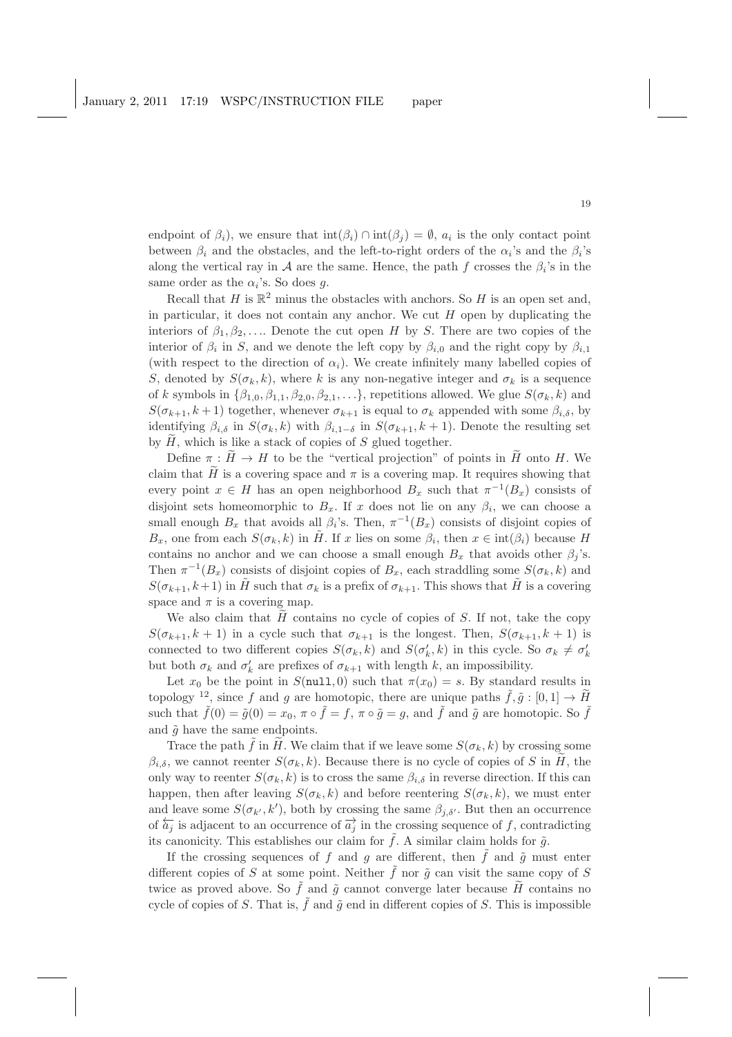endpoint of $\beta_i$), we ensure that $\text{int}(\beta_i) \cap \text{int}(\beta_j) = \emptyset$, $a_i$ is the only contact point between $\beta_i$ and the obstacles, and the left-to-right orders of the $\alpha_i$'s and the $\beta_i$'s along the vertical ray in $\mathcal{A}$ are the same. Hence, the path $f$ crosses the $\beta_i$'s in the same order as the $\alpha_i$'s. So does $g$.

Recall that $H$ is $\mathbb{R}^2$ minus the obstacles with anchors. So $H$ is an open set and, in particular, it does not contain any anchor. We cut $H$ open by duplicating the interiors of $\beta_1, \beta_2, \ldots$. Denote the cut open $H$ by $S$. There are two copies of the interior of $\beta_i$ in $S$, and we denote the left copy by $\beta_{i,0}$ and the right copy by $\beta_{i,1}$ (with respect to the direction of $\alpha_i$). We create infinitely many labelled copies of $S$, denoted by $S(\sigma_k, k)$, where $k$ is any non-negative integer and $\sigma_k$ is a sequence of $k$ symbols in $\{\beta_{1,0}, \beta_{1,1}, \beta_{2,0}, \beta_{2,1}, \ldots\}$, repetitions allowed. We glue $S(\sigma_k, k)$ and $S(\sigma_{k+1}, k+1)$ together, whenever $\sigma_{k+1}$ is equal to $\sigma_k$ appended with some $\beta_{i,\delta}$, by identifying $\beta_{i,\delta}$ in $S(\sigma_k, k)$ with $\beta_{i,1-\delta}$ in $S(\sigma_{k+1}, k+1)$. Denote the resulting set by $\widetilde{H}$, which is like a stack of copies of $S$ glued together.

Define $\pi : \widetilde{H} \to H$ to be the "vertical projection" of points in $\widetilde{H}$ onto $H$. We claim that $\widetilde{H}$ is a covering space and $\pi$ is a covering map. It requires showing that every point $x \in H$ has an open neighborhood $B_x$ such that $\pi^{-1}(B_x)$ consists of disjoint sets homeomorphic to $B_x$. If $x$ does not lie on any $\beta_i$, we can choose a small enough $B_x$ that avoids all $\beta_i$'s. Then, $\pi^{-1}(B_x)$ consists of disjoint copies of $B_x$, one from each $S(\sigma_k, k)$ in $\tilde{H}$. If $x$ lies on some $\beta_i$, then $x \in \text{int}(\beta_i)$ because $H$ contains no anchor and we can choose a small enough $B_x$ that avoids other $\beta_j$'s. Then $\pi^{-1}(B_x)$ consists of disjoint copies of $B_x$, each straddling some $S(\sigma_k, k)$ and $S(\sigma_{k+1}, k+1)$ in $\tilde{H}$ such that $\sigma_k$ is a prefix of $\sigma_{k+1}$. This shows that $\tilde{H}$ is a covering space and $\pi$ is a covering map.

We also claim that $\widetilde{H}$ contains no cycle of copies of $S$. If not, take the copy $S(\sigma_{k+1}, k+1)$ in a cycle such that $\sigma_{k+1}$ is the longest. Then, $S(\sigma_{k+1}, k+1)$ is connected to two different copies $S(\sigma_k, k)$ and $S(\sigma'_k, k)$ in this cycle. So $\sigma_k \neq \sigma'_k$ but both $\sigma_k$ and $\sigma'_k$ are prefixes of $\sigma_{k+1}$ with length $k$, an impossibility.

Let $x_0$ be the point in $S(\texttt{null}, 0)$ such that $\pi(x_0) = s$. By standard results in topology [12], since $f$ and $g$ are homotopic, there are unique paths $\tilde{f}, \tilde{g} : [0, 1] \to \widetilde{H}$ such that $\tilde{f}(0) = \tilde{g}(0) = x_0$, $\pi \circ \tilde{f} = f$, $\pi \circ \tilde{g} = g$, and $\tilde{f}$ and $\tilde{g}$ are homotopic. So $\tilde{f}$ and $\tilde{g}$ have the same endpoints.

Trace the path $\tilde{f}$ in $\widetilde{H}$. We claim that if we leave some $S(\sigma_k, k)$ by crossing some $\beta_{i,\delta}$, we cannot reenter $S(\sigma_k, k)$. Because there is no cycle of copies of $S$ in $\widetilde{H}$, the only way to reenter $S(\sigma_k, k)$ is to cross the same $\beta_{i,\delta}$ in reverse direction. If this can happen, then after leaving $S(\sigma_k, k)$ and before reentering $S(\sigma_k, k)$, we must enter and leave some $S(\sigma_{k'}, k')$, both by crossing the same $\beta_{j,\delta'}$. But then an occurrence of $\overleftarrow{a_j}$ is adjacent to an occurrence of $\overrightarrow{a_j}$ in the crossing sequence of $f$, contradicting its canonicity. This establishes our claim for $\tilde{f}$. A similar claim holds for $\tilde{g}$.

If the crossing sequences of $f$ and $g$ are different, then $\tilde{f}$ and $\tilde{g}$ must enter different copies of $S$ at some point. Neither $\tilde{f}$ nor $\tilde{g}$ can visit the same copy of $S$ twice as proved above. So $\tilde{f}$ and $\tilde{g}$ cannot converge later because $\widetilde{H}$ contains no cycle of copies of $S$. That is, $\tilde{f}$ and $\tilde{g}$ end in different copies of $S$. This is impossible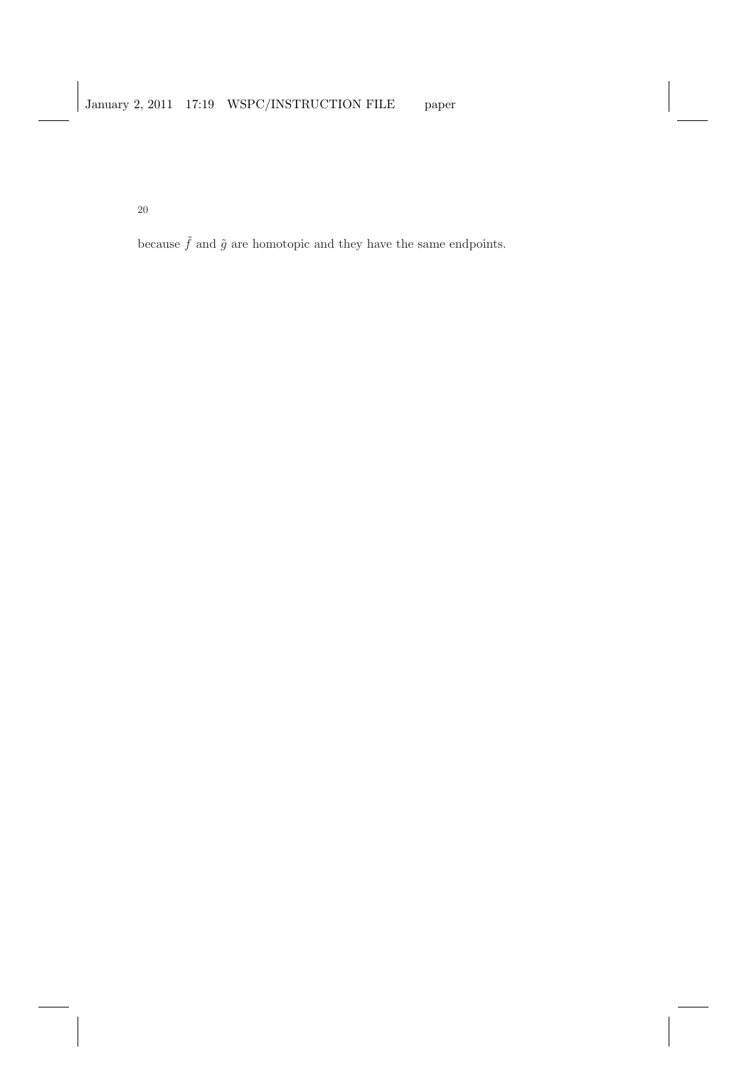because $\tilde{f}$ and $\tilde{g}$ are homotopic and they have the same endpoints.